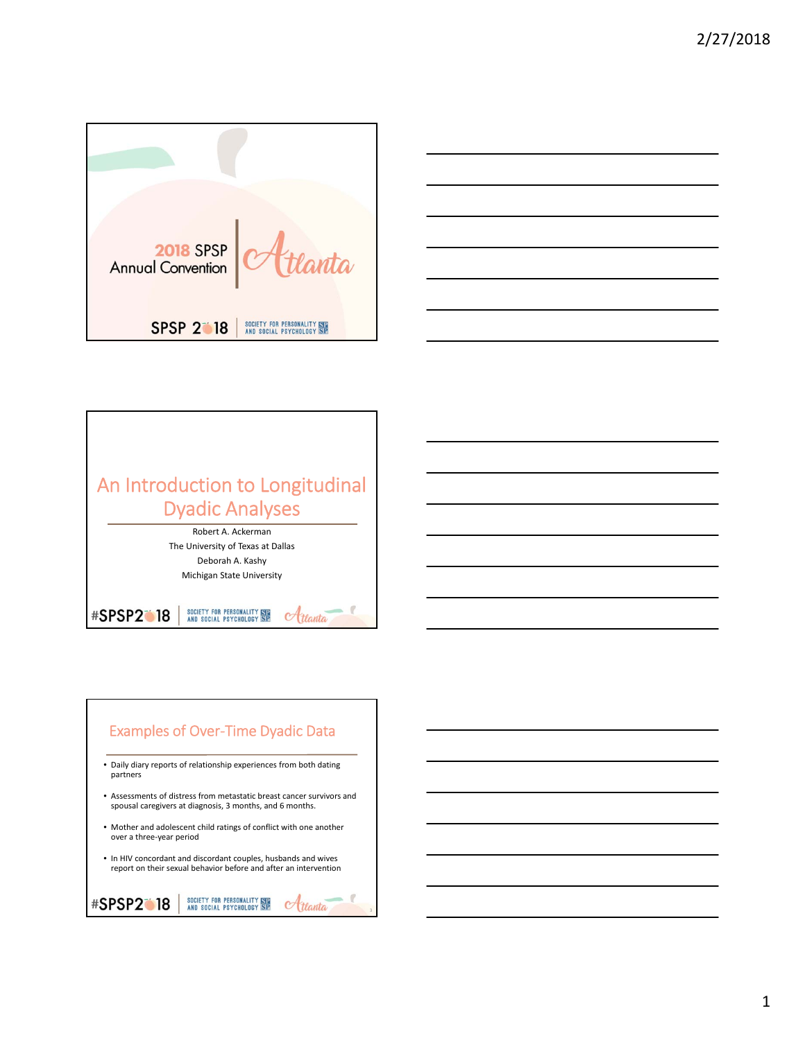2018 SPSP Annual Convention

Atlanta

SPSP 2018 | SOCIETY FOR PERSONALITY AND SOCIAL PSYCHOLOGY

# An Introduction to Longitudinal Dyadic Analyses

Robert A. Ackerman

The University of Texas at Dallas

Deborah A. Kashy

Michigan State University

## Examples of Over-Time Dyadic Data

- Daily diary reports of relationship experiences from both dating partners
- Assessments of distress from metastatic breast cancer survivors and spousal caregivers at diagnosis, 3 months, and 6 months.
- Mother and adolescent child ratings of conflict with one another over a three-year period
- In HIV concordant and discordant couples, husbands and wives report on their sexual behavior before and after an intervention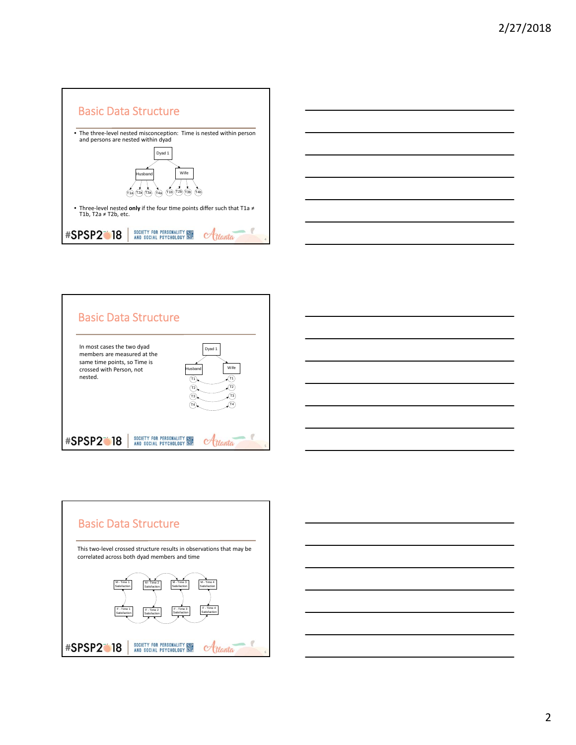## Basic Data Structure

- The three-level nested misconception: Time is nested within person and persons are nested within dyad

Dyad 1

Husband — T1a, T2a, T3a, T4a

Wife — T1b, T2b, T3b, T4b

- Three-level nested **only** if the four time points differ such that T1a ≠ T1b, T2a ≠ T2b, etc.

## Basic Data Structure

In most cases the two dyad members are measured at the same time points, so Time is crossed with Person, not nested.

Dyad 1

Husband — T1, T2, T3, T4

Wife — T1, T2, T3, T4

## Basic Data Structure

This two-level crossed structure results in observations that may be correlated across both dyad members and time

M - Time 1 Satisfaction, M - Time 2 Satisfaction, M - Time 3 Satisfaction, M - Time 4 Satisfaction

F - Time 1 Satisfaction, F - Time 2 Satisfaction, F - Time 3 Satisfaction, F - Time 4 Satisfaction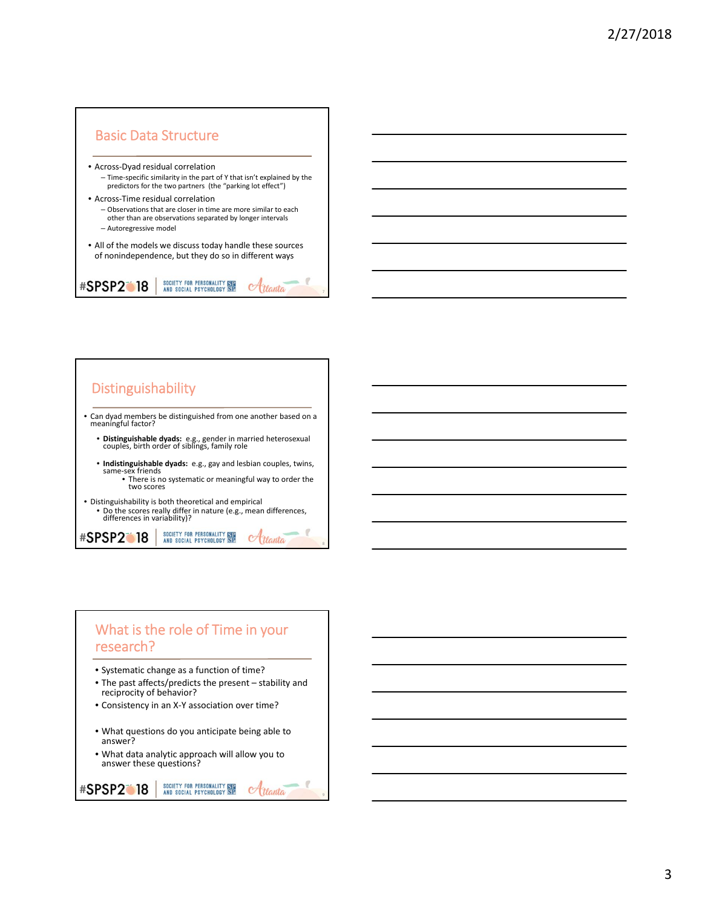## Basic Data Structure

- Across-Dyad residual correlation
  - Time-specific similarity in the part of Y that isn't explained by the predictors for the two partners (the "parking lot effect")
- Across-Time residual correlation
  - Observations that are closer in time are more similar to each other than are observations separated by longer intervals
  - Autoregressive model
- All of the models we discuss today handle these sources of nonindependence, but they do so in different ways

## Distinguishability

- Can dyad members be distinguished from one another based on a meaningful factor?
  - **Distinguishable dyads:** e.g., gender in married heterosexual couples, birth order of siblings, family role
  - **Indistinguishable dyads:** e.g., gay and lesbian couples, twins, same-sex friends
    - There is no systematic or meaningful way to order the two scores
- Distinguishability is both theoretical and empirical
  - Do the scores really differ in nature (e.g., mean differences, differences in variability)?

## What is the role of Time in your research?

- Systematic change as a function of time?
- The past affects/predicts the present – stability and reciprocity of behavior?
- Consistency in an X-Y association over time?

- What questions do you anticipate being able to answer?
- What data analytic approach will allow you to answer these questions?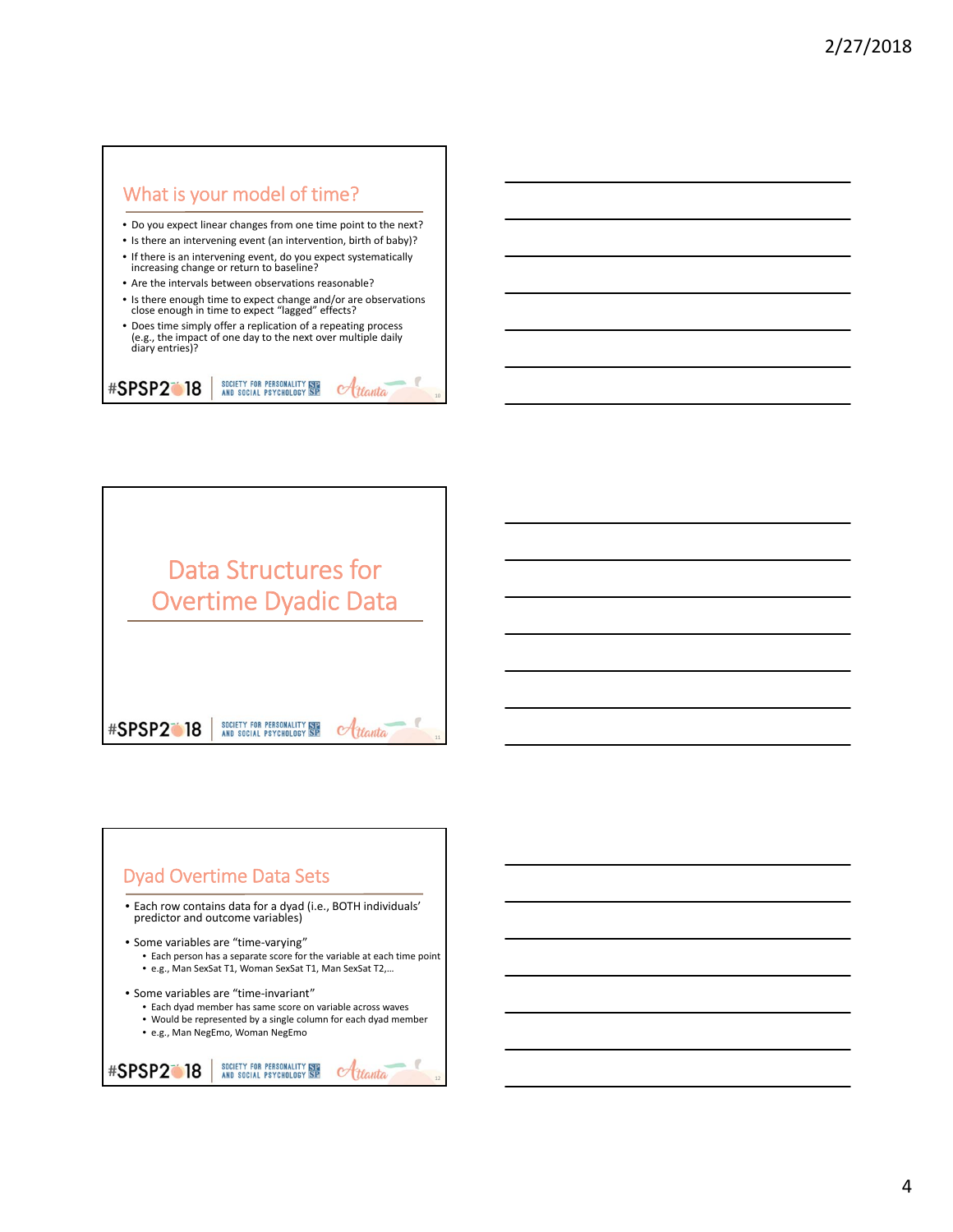## What is your model of time?

- Do you expect linear changes from one time point to the next?
- Is there an intervening event (an intervention, birth of baby)?
- If there is an intervening event, do you expect systematically increasing change or return to baseline?
- Are the intervals between observations reasonable?
- Is there enough time to expect change and/or are observations close enough in time to expect "lagged" effects?
- Does time simply offer a replication of a repeating process (e.g., the impact of one day to the next over multiple daily diary entries)?

# Data Structures for Overtime Dyadic Data

## Dyad Overtime Data Sets

- Each row contains data for a dyad (i.e., BOTH individuals' predictor and outcome variables)
- Some variables are "time-varying"
  - Each person has a separate score for the variable at each time point
  - e.g., Man SexSat T1, Woman SexSat T1, Man SexSat T2,…
- Some variables are "time-invariant"
  - Each dyad member has same score on variable across waves
  - Would be represented by a single column for each dyad member
  - e.g., Man NegEmo, Woman NegEmo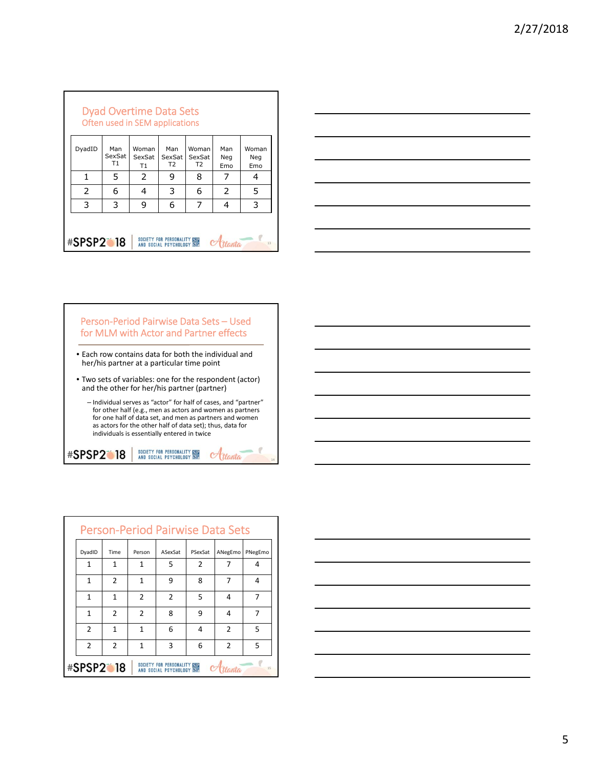## Dyad Overtime Data Sets

Often used in SEM applications

| DyadID | Man SexSat T1 | Woman SexSat T1 | Man SexSat T2 | Woman SexSat T2 | Man Neg Emo | Woman Neg Emo |
|---|---|---|---|---|---|---|
| 1 | 5 | 2 | 9 | 8 | 7 | 4 |
| 2 | 6 | 4 | 3 | 6 | 2 | 5 |
| 3 | 3 | 9 | 6 | 7 | 4 | 3 |

## Person-Period Pairwise Data Sets – Used for MLM with Actor and Partner effects

- Each row contains data for both the individual and her/his partner at a particular time point
- Two sets of variables: one for the respondent (actor) and the other for her/his partner (partner)
  - Individual serves as "actor" for half of cases, and "partner" for other half (e.g., men as actors and women as partners for one half of data set, and men as partners and women as actors for the other half of data set); thus, data for individuals is essentially entered in twice

## Person-Period Pairwise Data Sets

| DyadID | Time | Person | ASexSat | PSexSat | ANegEmo | PNegEmo |
|---|---|---|---|---|---|---|
| 1 | 1 | 1 | 5 | 2 | 7 | 4 |
| 1 | 2 | 1 | 9 | 8 | 7 | 4 |
| 1 | 1 | 2 | 2 | 5 | 4 | 7 |
| 1 | 2 | 2 | 8 | 9 | 4 | 7 |
| 2 | 1 | 1 | 6 | 4 | 2 | 5 |
| 2 | 2 | 1 | 3 | 6 | 2 | 5 |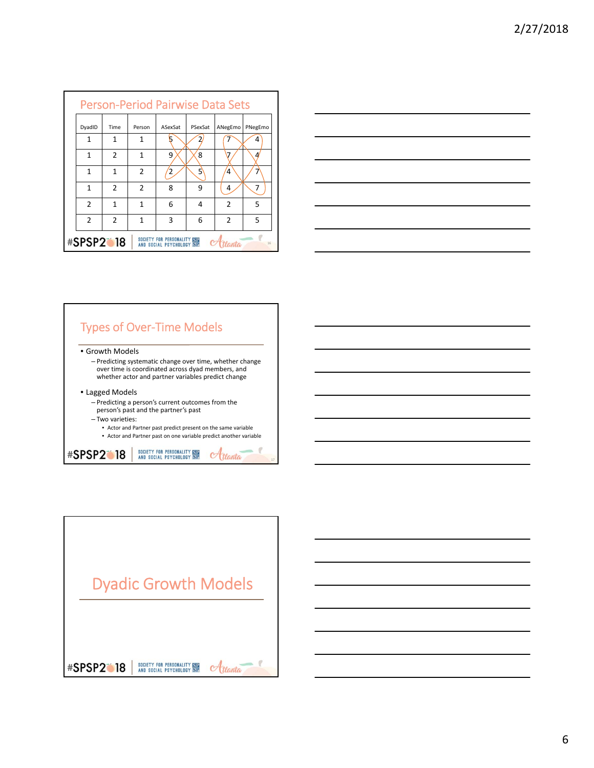## Person-Period Pairwise Data Sets

| DyadID | Time | Person | ASexSat | PSexSat | ANegEmo | PNegEmo |
|---|---|---|---|---|---|---|
| 1 | 1 | 1 | 5 | 2 | 7 | 4 |
| 1 | 2 | 1 | 9 | 8 | 7 | 4 |
| 1 | 1 | 2 | 2 | 5 | 4 | 7 |
| 1 | 2 | 2 | 8 | 9 | 4 | 7 |
| 2 | 1 | 1 | 6 | 4 | 2 | 5 |
| 2 | 2 | 1 | 3 | 6 | 2 | 5 |

## Types of Over-Time Models

- Growth Models
  - Predicting systematic change over time, whether change over time is coordinated across dyad members, and whether actor and partner variables predict change
- Lagged Models
  - Predicting a person's current outcomes from the person's past and the partner's past
  - Two varieties:
    - Actor and Partner past predict present on the same variable
    - Actor and Partner past on one variable predict another variable

## Dyadic Growth Models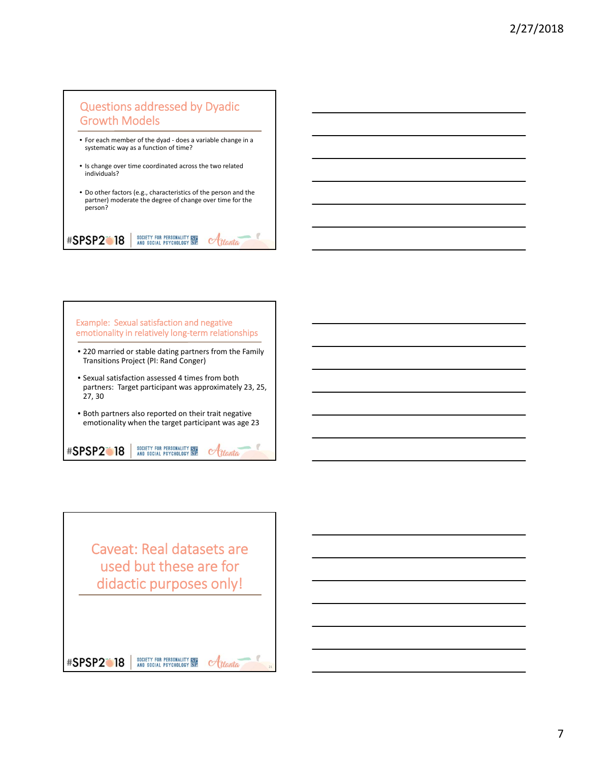## Questions addressed by Dyadic Growth Models

- For each member of the dyad - does a variable change in a systematic way as a function of time?
- Is change over time coordinated across the two related individuals?
- Do other factors (e.g., characteristics of the person and the partner) moderate the degree of change over time for the person?

#SPSP2018 | SOCIETY FOR PERSONALITY AND SOCIAL PSYCHOLOGY | Atlanta

## Example: Sexual satisfaction and negative emotionality in relatively long-term relationships

- 220 married or stable dating partners from the Family Transitions Project (PI: Rand Conger)
- Sexual satisfaction assessed 4 times from both partners: Target participant was approximately 23, 25, 27, 30
- Both partners also reported on their trait negative emotionality when the target participant was age 23

#SPSP2018 | SOCIETY FOR PERSONALITY AND SOCIAL PSYCHOLOGY | Atlanta

## Caveat: Real datasets are used but these are for didactic purposes only!

#SPSP2018 | SOCIETY FOR PERSONALITY AND SOCIAL PSYCHOLOGY | Atlanta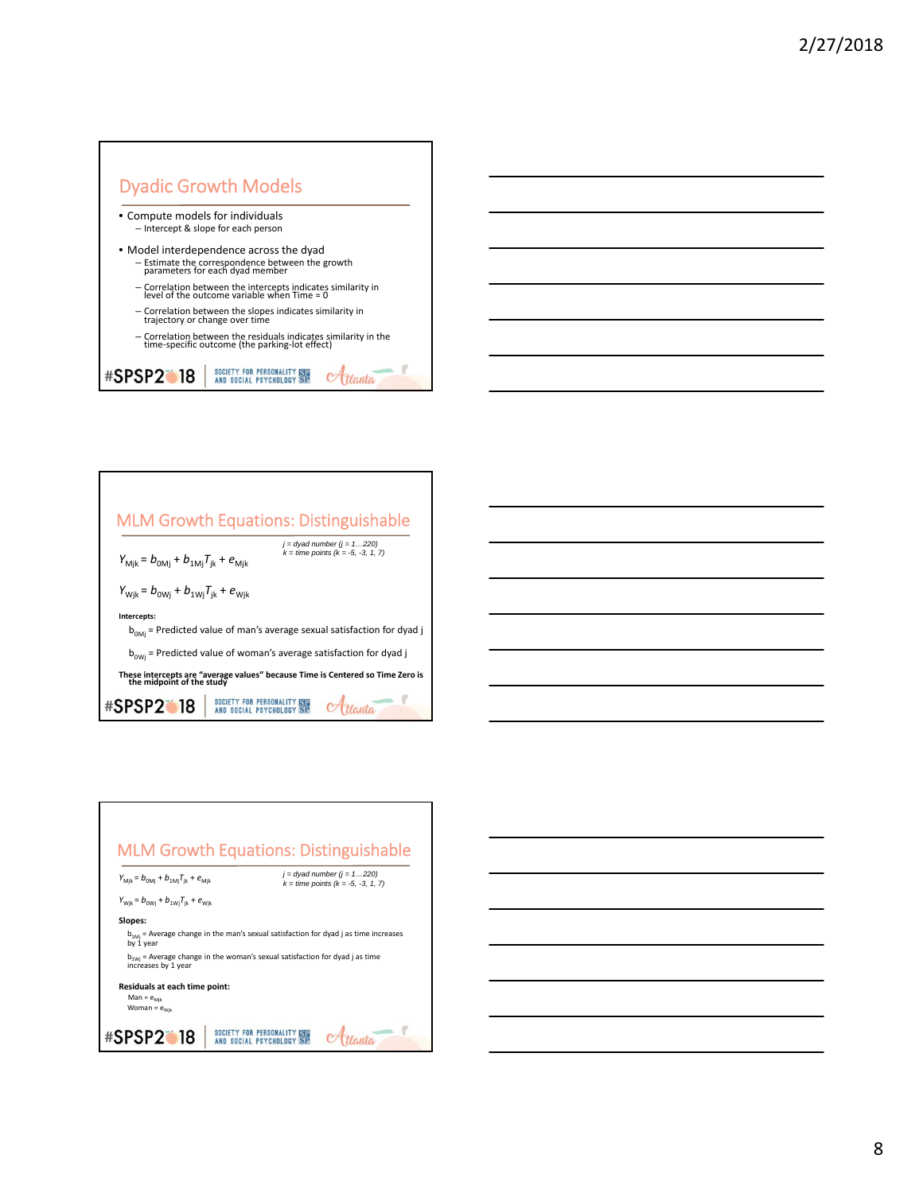## Dyadic Growth Models

- Compute models for individuals
  - Intercept & slope for each person
- Model interdependence across the dyad
  - Estimate the correspondence between the growth parameters for each dyad member
  - Correlation between the intercepts indicates similarity in level of the outcome variable when Time = 0
  - Correlation between the slopes indicates similarity in trajectory or change over time
  - Correlation between the residuals indicates similarity in the time-specific outcome (the parking-lot effect)

## MLM Growth Equations: Distinguishable

$$Y_{Mjk} = b_{0Mj} + b_{1Mj}T_{jk} + e_{Mjk}$$

$$Y_{Wjk} = b_{0Wj} + b_{1Wj}T_{jk} + e_{Wjk}$$

*j = dyad number (j = 1…220)*
*k = time points (k = -5, -3, 1, 7)*

**Intercepts:**

$b_{0Mj}$ = Predicted value of man's average sexual satisfaction for dyad j

$b_{0Wj}$ = Predicted value of woman's average satisfaction for dyad j

**These intercepts are "average values" because Time is Centered so Time Zero is the midpoint of the study**

## MLM Growth Equations: Distinguishable

$$Y_{Mjk} = b_{0Mj} + b_{1Mj}T_{jk} + e_{Mjk}$$

$$Y_{Wjk} = b_{0Wj} + b_{1Wj}T_{jk} + e_{Wjk}$$

*j = dyad number (j = 1…220)*
*k = time points (k = -5, -3, 1, 7)*

**Slopes:**

$b_{1Mj}$ = Average change in the man's sexual satisfaction for dyad j as time increases by 1 year

$b_{1Wj}$ = Average change in the woman's sexual satisfaction for dyad j as time increases by 1 year

**Residuals at each time point:**

Man = $e_{Mjk}$

Woman = $e_{Wjk}$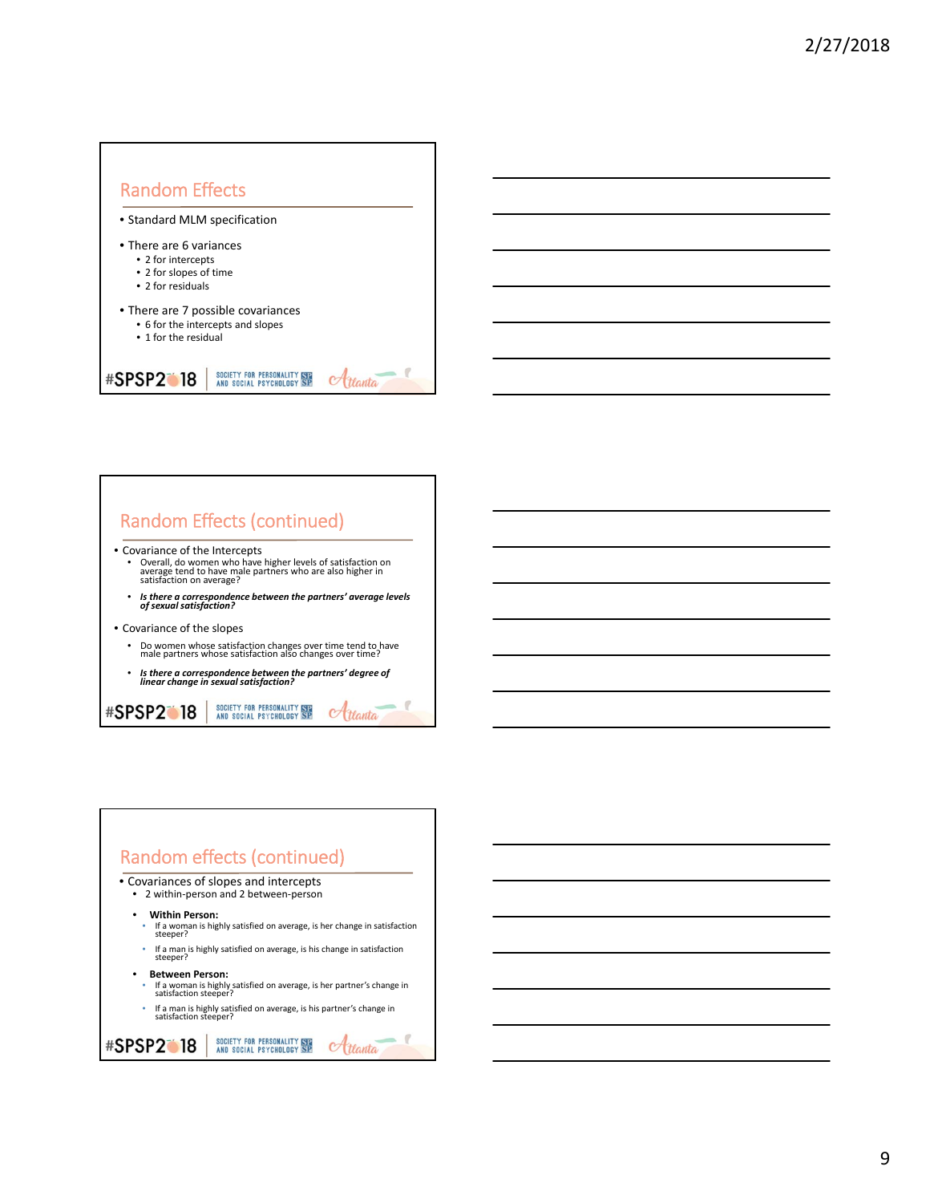## Random Effects

- Standard MLM specification
- There are 6 variances
  - 2 for intercepts
  - 2 for slopes of time
  - 2 for residuals
- There are 7 possible covariances
  - 6 for the intercepts and slopes
  - 1 for the residual

## Random Effects (continued)

- Covariance of the Intercepts
  - Overall, do women who have higher levels of satisfaction on average tend to have male partners who are also higher in satisfaction on average?
  - ***Is there a correspondence between the partners' average levels of sexual satisfaction?***
- Covariance of the slopes
  - Do women whose satisfaction changes over time tend to have male partners whose satisfaction also changes over time?
  - ***Is there a correspondence between the partners' degree of linear change in sexual satisfaction?***

## Random effects (continued)

- Covariances of slopes and intercepts
  - 2 within-person and 2 between-person
  - **Within Person:**
    - If a woman is highly satisfied on average, is her change in satisfaction steeper?
    - If a man is highly satisfied on average, is his change in satisfaction steeper?
  - **Between Person:**
    - If a woman is highly satisfied on average, is her partner's change in satisfaction steeper?
    - If a man is highly satisfied on average, is his partner's change in satisfaction steeper?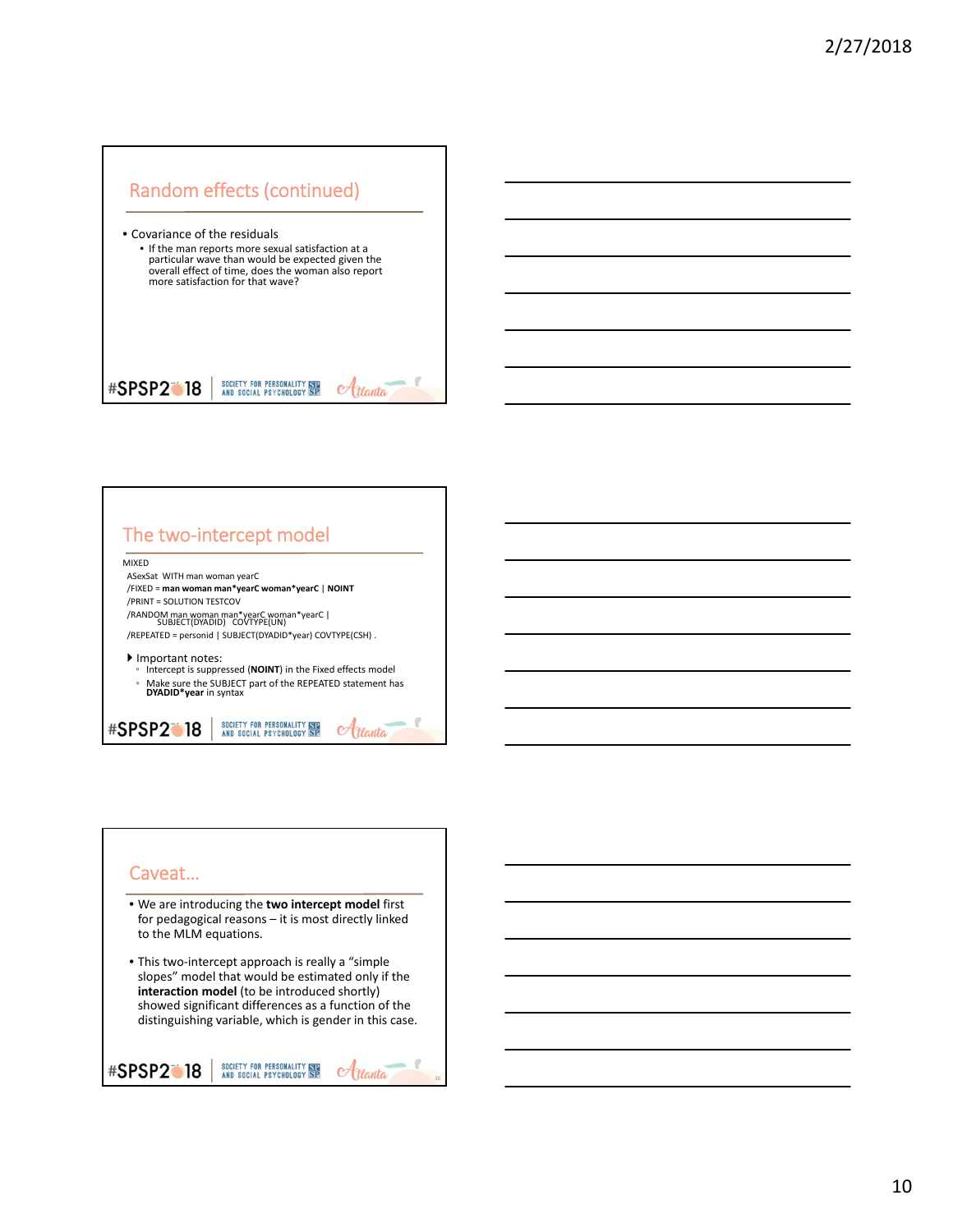## Random effects (continued)

- Covariance of the residuals
  - If the man reports more sexual satisfaction at a particular wave than would be expected given the overall effect of time, does the woman also report more satisfaction for that wave?

## The two-intercept model

```
MIXED
 ASexSat  WITH man woman yearC
 /FIXED = man woman man*yearC woman*yearC | NOINT
 /PRINT = SOLUTION TESTCOV
 /RANDOM man woman man*yearC woman*yearC |
        SUBJECT(DYADID)  COVTYPE(UN)
 /REPEATED = personid | SUBJECT(DYADID*year) COVTYPE(CSH) .
```

- Important notes:
  - Intercept is suppressed (**NOINT**) in the Fixed effects model
  - Make sure the SUBJECT part of the REPEATED statement has **DYADID*year** in syntax

## Caveat…

- We are introducing the **two intercept model** first for pedagogical reasons – it is most directly linked to the MLM equations.
- This two-intercept approach is really a "simple slopes" model that would be estimated only if the **interaction model** (to be introduced shortly) showed significant differences as a function of the distinguishing variable, which is gender in this case.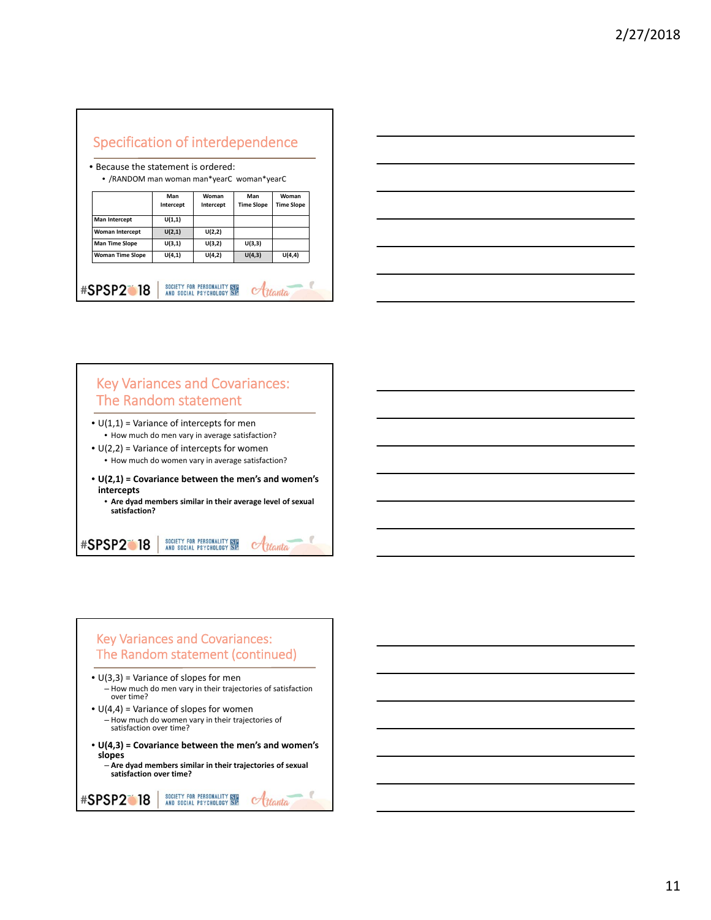## Specification of interdependence

- Because the statement is ordered:
  - /RANDOM man woman man*yearC woman*yearC

| | Man Intercept | Woman Intercept | Man Time Slope | Woman Time Slope |
|---|---|---|---|---|
| Man Intercept | U(1,1) | | | |
| Woman Intercept | U(2,1) | U(2,2) | | |
| Man Time Slope | U(3,1) | U(3,2) | U(3,3) | |
| Woman Time Slope | U(4,1) | U(4,2) | U(4,3) | U(4,4) |

## Key Variances and Covariances: The Random statement

- U(1,1) = Variance of intercepts for men
  - How much do men vary in average satisfaction?
- U(2,2) = Variance of intercepts for women
  - How much do women vary in average satisfaction?
- **U(2,1) = Covariance between the men's and women's intercepts**
  - **Are dyad members similar in their average level of sexual satisfaction?**

## Key Variances and Covariances: The Random statement (continued)

- U(3,3) = Variance of slopes for men
  - How much do men vary in their trajectories of satisfaction over time?
- U(4,4) = Variance of slopes for women
  - How much do women vary in their trajectories of satisfaction over time?
- **U(4,3) = Covariance between the men's and women's slopes**
  - **Are dyad members similar in their trajectories of sexual satisfaction over time?**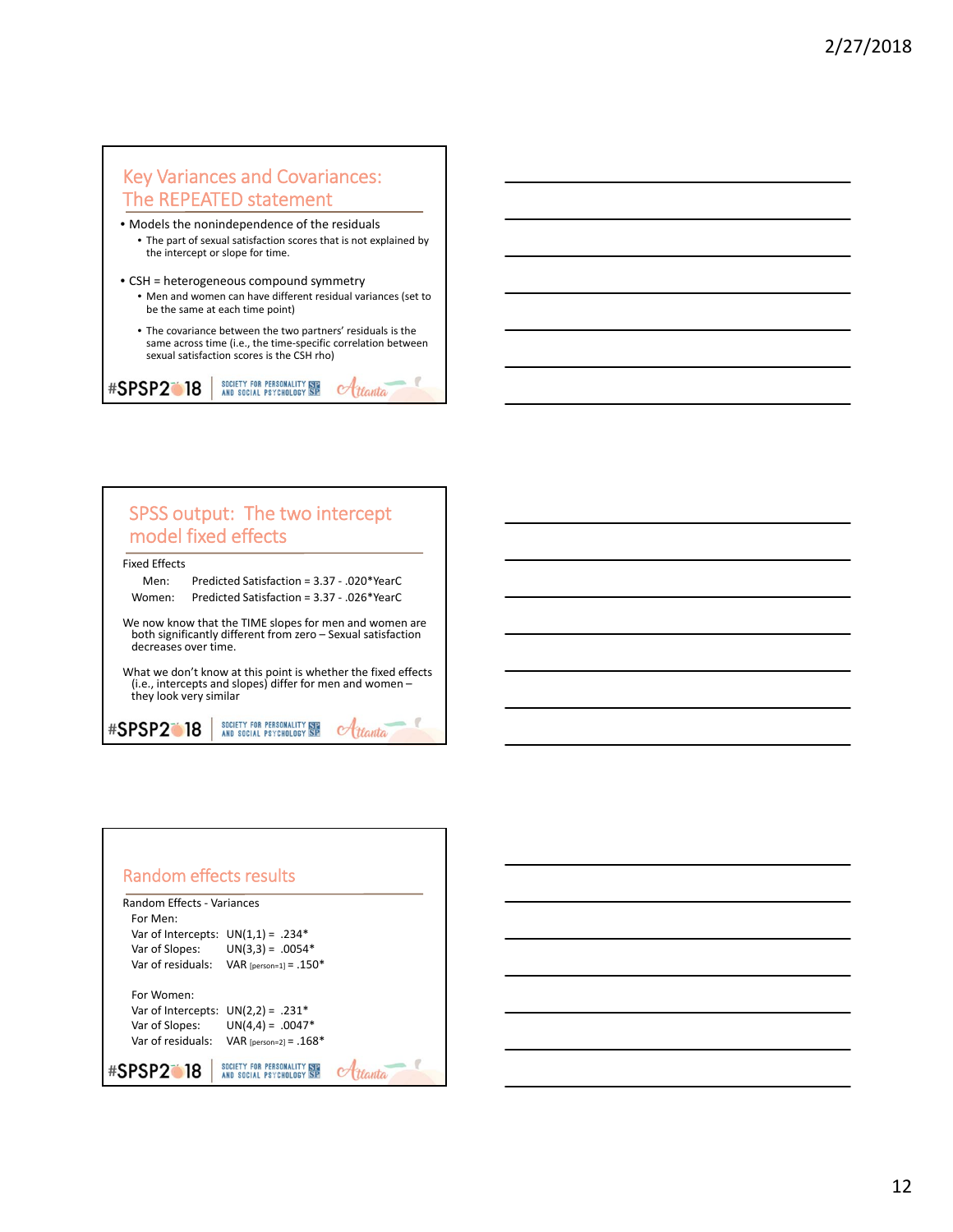## Key Variances and Covariances: The REPEATED statement

- Models the nonindependence of the residuals
  - The part of sexual satisfaction scores that is not explained by the intercept or slope for time.
- CSH = heterogeneous compound symmetry
  - Men and women can have different residual variances (set to be the same at each time point)
  - The covariance between the two partners' residuals is the same across time (i.e., the time-specific correlation between sexual satisfaction scores is the CSH rho)

## SPSS output: The two intercept model fixed effects

Fixed Effects

Men: Predicted Satisfaction = 3.37 - .020*YearC

Women: Predicted Satisfaction = 3.37 - .026*YearC

We now know that the TIME slopes for men and women are both significantly different from zero – Sexual satisfaction decreases over time.

What we don't know at this point is whether the fixed effects (i.e., intercepts and slopes) differ for men and women – they look very similar

## Random effects results

Random Effects - Variances

For Men:

Var of Intercepts: UN(1,1) = .234*

Var of Slopes: UN(3,3) = .0054*

Var of residuals: VAR $_{[person=1]}$ = .150*

For Women:

Var of Intercepts: UN(2,2) = .231*

Var of Slopes: UN(4,4) = .0047*

Var of residuals: VAR $_{[person=2]}$ = .168*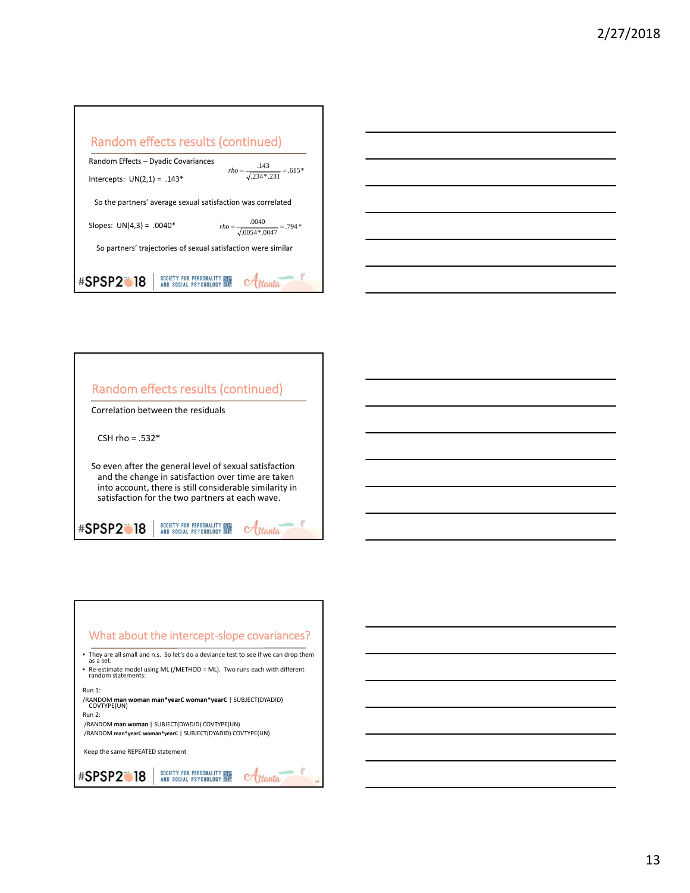## Random effects results (continued)

Random Effects – Dyadic Covariances

Intercepts: UN(2,1) = .143*

$$rho = \frac{.143}{\sqrt{.234 * .231}} = .615*$$

So the partners' average sexual satisfaction was correlated

Slopes: UN(4,3) = .0040*

$$rho = \frac{.0040}{\sqrt{.0054 * .0047}} = .794*$$

So partners' trajectories of sexual satisfaction were similar

## Random effects results (continued)

Correlation between the residuals

CSH rho = .532*

So even after the general level of sexual satisfaction and the change in satisfaction over time are taken into account, there is still considerable similarity in satisfaction for the two partners at each wave.

## What about the intercept-slope covariances?

- They are all small and n.s. So let's do a deviance test to see if we can drop them as a set.
- Re-estimate model using ML (/METHOD = ML). Two runs each with different random statements:

Run 1:

/RANDOM **man woman man*yearC woman*yearC** | SUBJECT(DYADID) COVTYPE(UN)

Run 2:

/RANDOM **man woman** | SUBJECT(DYADID) COVTYPE(UN)

/RANDOM **man*yearC woman*yearC** | SUBJECT(DYADID) COVTYPE(UN)

Keep the same REPEATED statement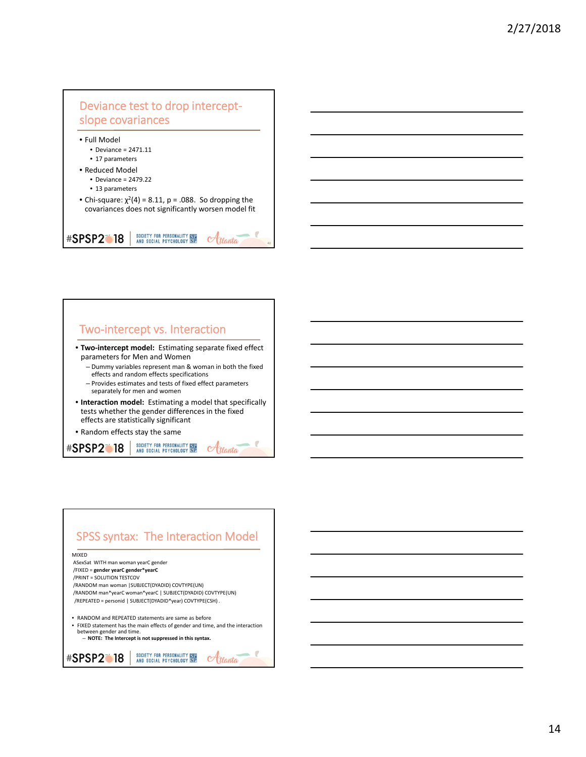## Deviance test to drop intercept-slope covariances

- Full Model
  - Deviance = 2471.11
  - 17 parameters
- Reduced Model
  - Deviance = 2479.22
  - 13 parameters
- Chi-square: $\chi^2(4) = 8.11$, $p = .088$. So dropping the covariances does not significantly worsen model fit

## Two-intercept vs. Interaction

- **Two-intercept model:** Estimating separate fixed effect parameters for Men and Women
  - Dummy variables represent man & woman in both the fixed effects and random effects specifications
  - Provides estimates and tests of fixed effect parameters separately for men and women
- **Interaction model:** Estimating a model that specifically tests whether the gender differences in the fixed effects are statistically significant
- Random effects stay the same

## SPSS syntax: The Interaction Model

```
MIXED
 ASexSat  WITH man woman yearC gender
 /FIXED = gender yearC gender*yearC
 /PRINT = SOLUTION TESTCOV
 /RANDOM man woman |SUBJECT(DYADID) COVTYPE(UN)
 /RANDOM man*yearC woman*yearC | SUBJECT(DYADID) COVTYPE(UN)
 /REPEATED = personid | SUBJECT(DYADID*year) COVTYPE(CSH) .
```

- RANDOM and REPEATED statements are same as before
- FIXED statement has the main effects of gender and time, and the interaction between gender and time.
  - **NOTE: The Intercept is not suppressed in this syntax.**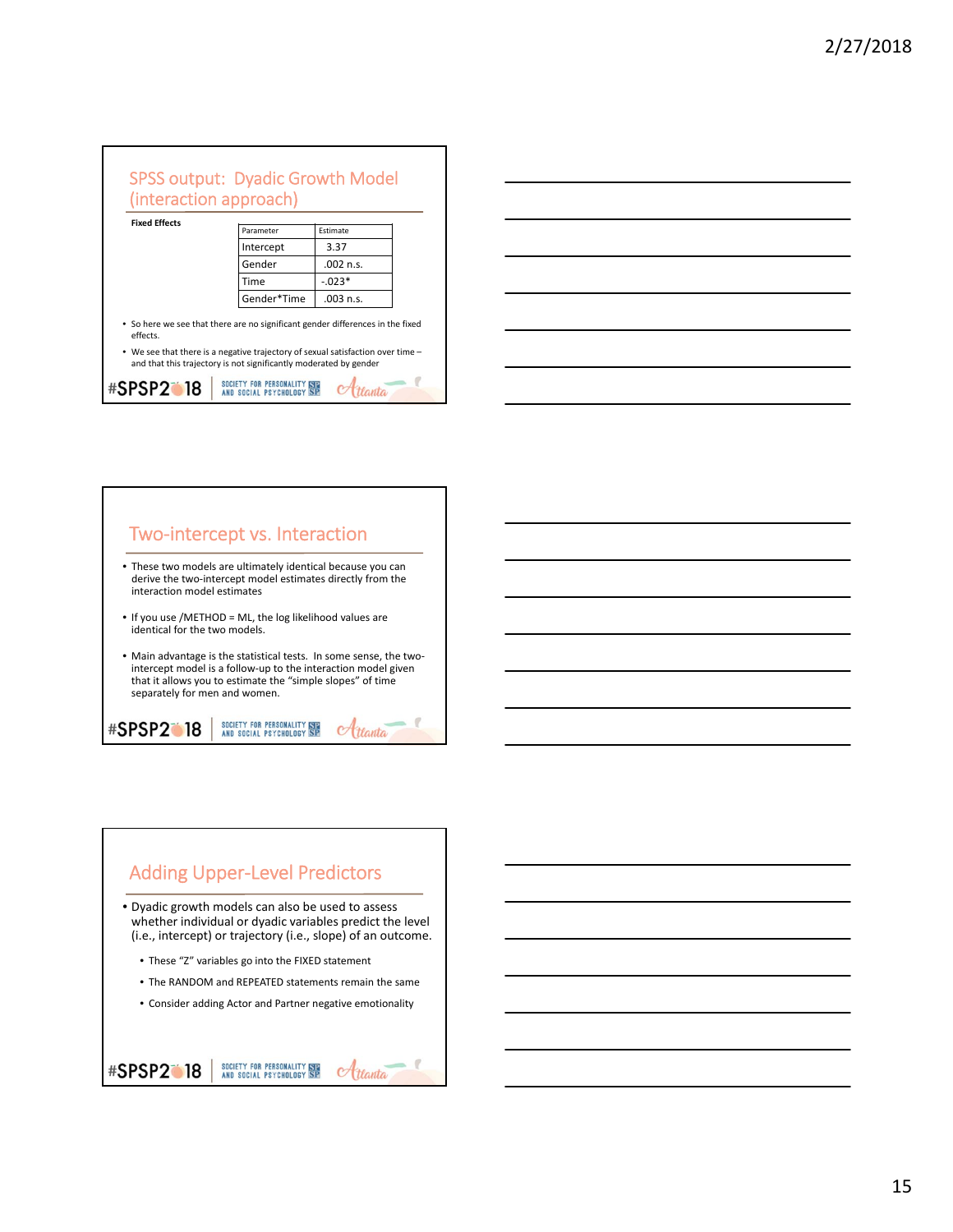## SPSS output: Dyadic Growth Model (interaction approach)

**Fixed Effects**

| Parameter | Estimate |
|---|---|
| Intercept | 3.37 |
| Gender | .002 n.s. |
| Time | -.023* |
| Gender*Time | .003 n.s. |

- So here we see that there are no significant gender differences in the fixed effects.
- We see that there is a negative trajectory of sexual satisfaction over time – and that this trajectory is not significantly moderated by gender

#SPSP2018 SOCIETY FOR PERSONALITY AND SOCIAL PSYCHOLOGY Atlanta

## Two-intercept vs. Interaction

- These two models are ultimately identical because you can derive the two-intercept model estimates directly from the interaction model estimates
- If you use /METHOD = ML, the log likelihood values are identical for the two models.
- Main advantage is the statistical tests. In some sense, the two-intercept model is a follow-up to the interaction model given that it allows you to estimate the "simple slopes" of time separately for men and women.

#SPSP2018 SOCIETY FOR PERSONALITY AND SOCIAL PSYCHOLOGY Atlanta

## Adding Upper-Level Predictors

- Dyadic growth models can also be used to assess whether individual or dyadic variables predict the level (i.e., intercept) or trajectory (i.e., slope) of an outcome.
  - These "Z" variables go into the FIXED statement
  - The RANDOM and REPEATED statements remain the same
  - Consider adding Actor and Partner negative emotionality

#SPSP2018 SOCIETY FOR PERSONALITY AND SOCIAL PSYCHOLOGY Atlanta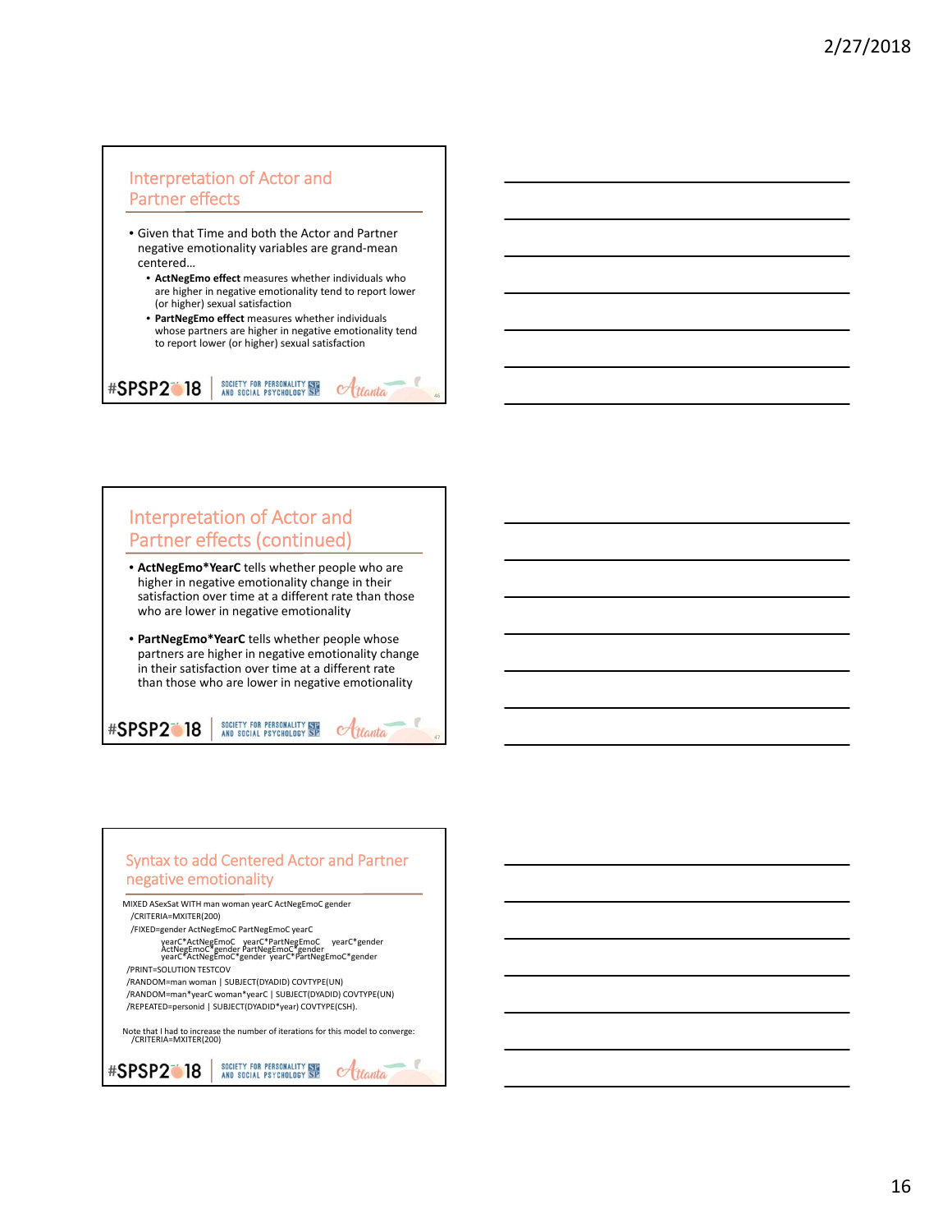## Interpretation of Actor and Partner effects

- Given that Time and both the Actor and Partner negative emotionality variables are grand-mean centered…
  - **ActNegEmo effect** measures whether individuals who are higher in negative emotionality tend to report lower (or higher) sexual satisfaction
  - **PartNegEmo effect** measures whether individuals whose partners are higher in negative emotionality tend to report lower (or higher) sexual satisfaction

## Interpretation of Actor and Partner effects (continued)

- **ActNegEmo*YearC** tells whether people who are higher in negative emotionality change in their satisfaction over time at a different rate than those who are lower in negative emotionality
- **PartNegEmo*YearC** tells whether people whose partners are higher in negative emotionality change in their satisfaction over time at a different rate than those who are lower in negative emotionality

## Syntax to add Centered Actor and Partner negative emotionality

```
MIXED ASexSat WITH man woman yearC ActNegEmoC gender
  /CRITERIA=MXITER(200)
  /FIXED=gender ActNegEmoC PartNegEmoC yearC
        yearC*ActNegEmoC   yearC*PartNegEmoC    yearC*gender
        ActNegEmoC*gender PartNegEmoC*gender
        yearC*ActNegEmoC*gender  yearC*PartNegEmoC*gender
  /PRINT=SOLUTION TESTCOV
  /RANDOM=man woman | SUBJECT(DYADID) COVTYPE(UN)
  /RANDOM=man*yearC woman*yearC | SUBJECT(DYADID) COVTYPE(UN)
  /REPEATED=personid | SUBJECT(DYADID*year) COVTYPE(CSH).
```

Note that I had to increase the number of iterations for this model to converge:
/CRITERIA=MXITER(200)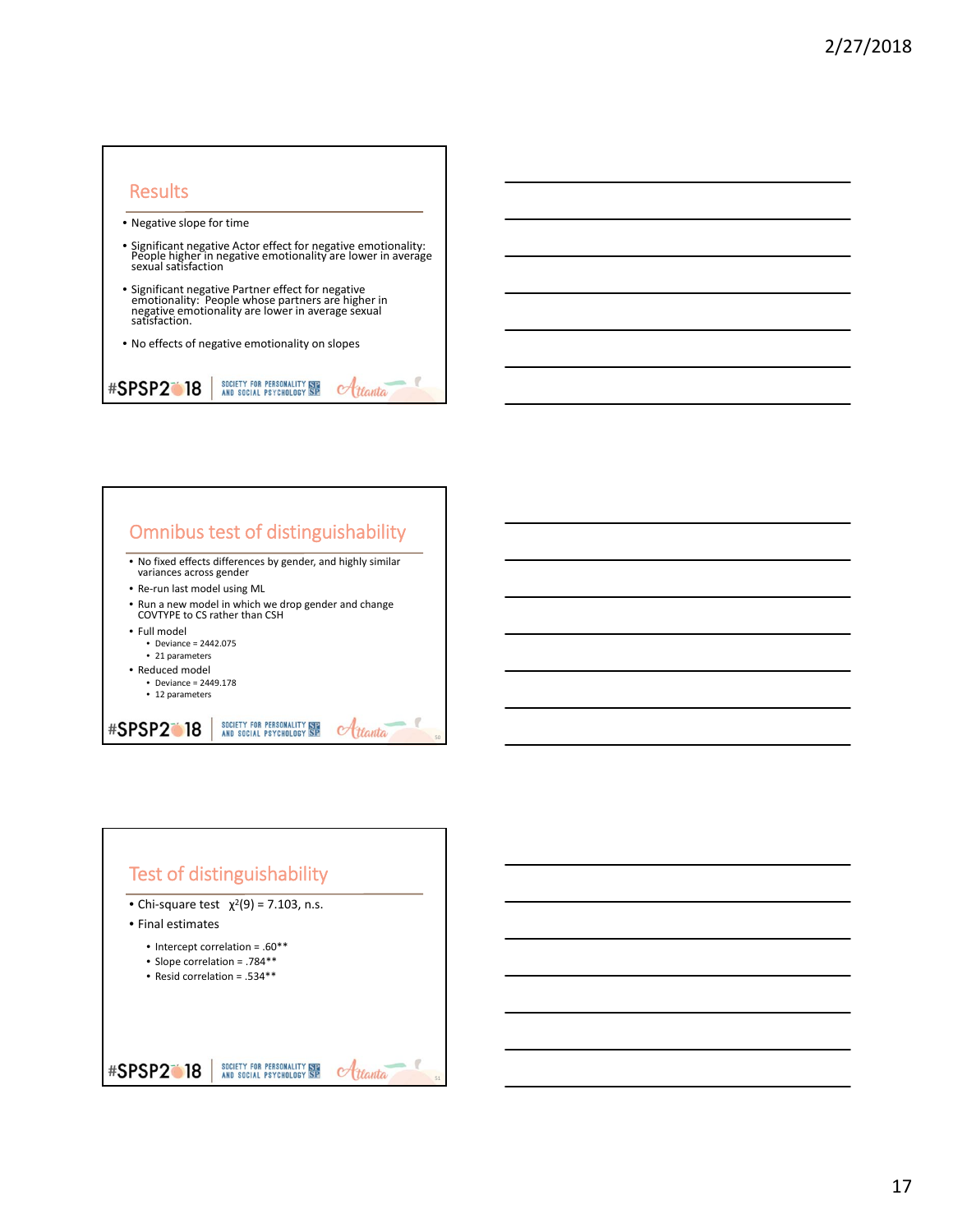## Results

- Negative slope for time
- Significant negative Actor effect for negative emotionality: People higher in negative emotionality are lower in average sexual satisfaction
- Significant negative Partner effect for negative emotionality: People whose partners are higher in negative emotionality are lower in average sexual satisfaction.
- No effects of negative emotionality on slopes

## Omnibus test of distinguishability

- No fixed effects differences by gender, and highly similar variances across gender
- Re-run last model using ML
- Run a new model in which we drop gender and change COVTYPE to CS rather than CSH
- Full model
  - Deviance = 2442.075
  - 21 parameters
- Reduced model
  - Deviance = 2449.178
  - 12 parameters

## Test of distinguishability

- Chi-square test $\chi^2(9) = 7.103$, n.s.
- Final estimates
  - Intercept correlation = .60**
  - Slope correlation = .784**
  - Resid correlation = .534**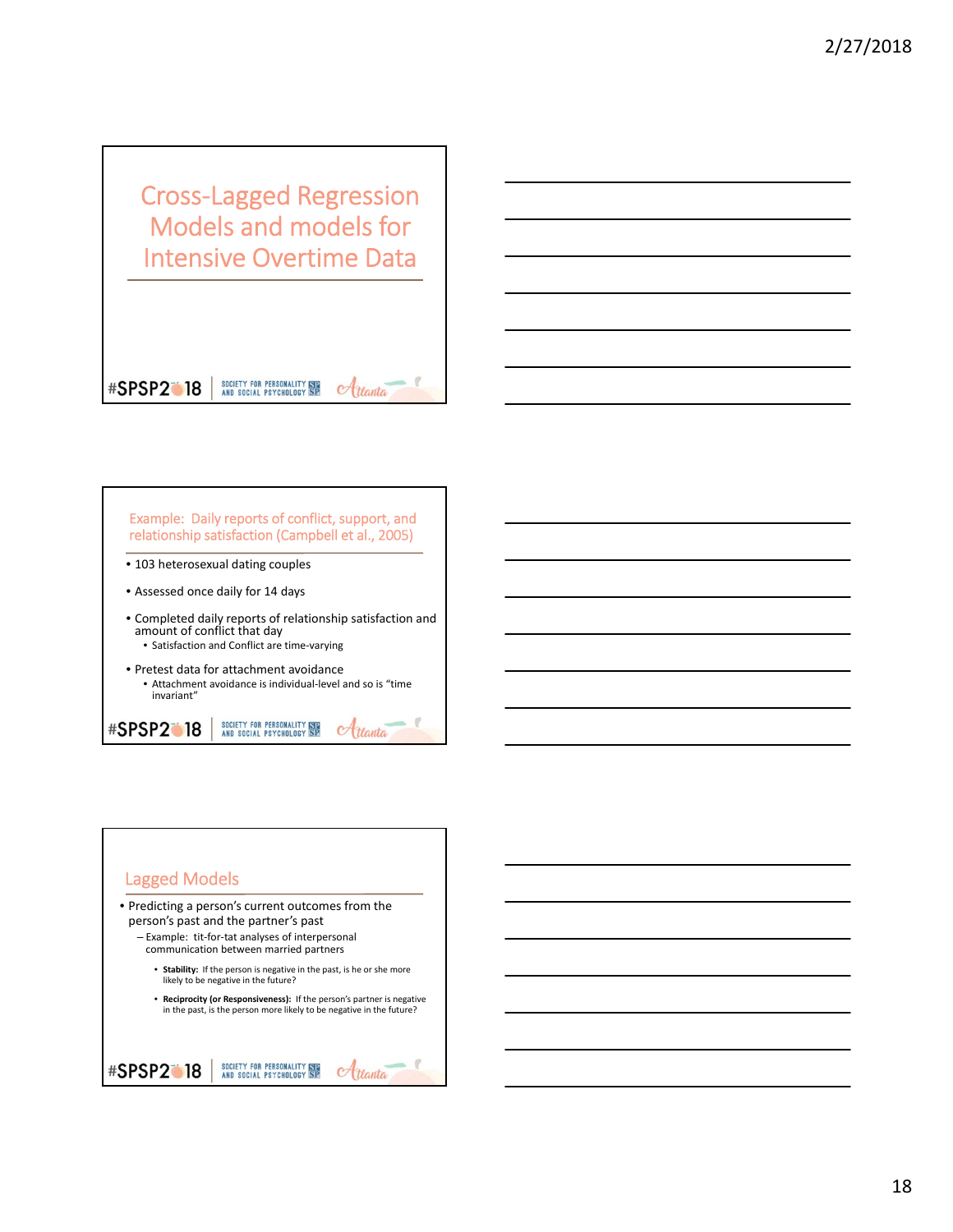## Cross-Lagged Regression Models and models for Intensive Overtime Data

## Example: Daily reports of conflict, support, and relationship satisfaction (Campbell et al., 2005)

- 103 heterosexual dating couples
- Assessed once daily for 14 days
- Completed daily reports of relationship satisfaction and amount of conflict that day
  - Satisfaction and Conflict are time-varying
- Pretest data for attachment avoidance
  - Attachment avoidance is individual-level and so is "time invariant"

## Lagged Models

- Predicting a person's current outcomes from the person's past and the partner's past
  - Example: tit-for-tat analyses of interpersonal communication between married partners
    - **Stability:** If the person is negative in the past, is he or she more likely to be negative in the future?
    - **Reciprocity (or Responsiveness):** If the person's partner is negative in the past, is the person more likely to be negative in the future?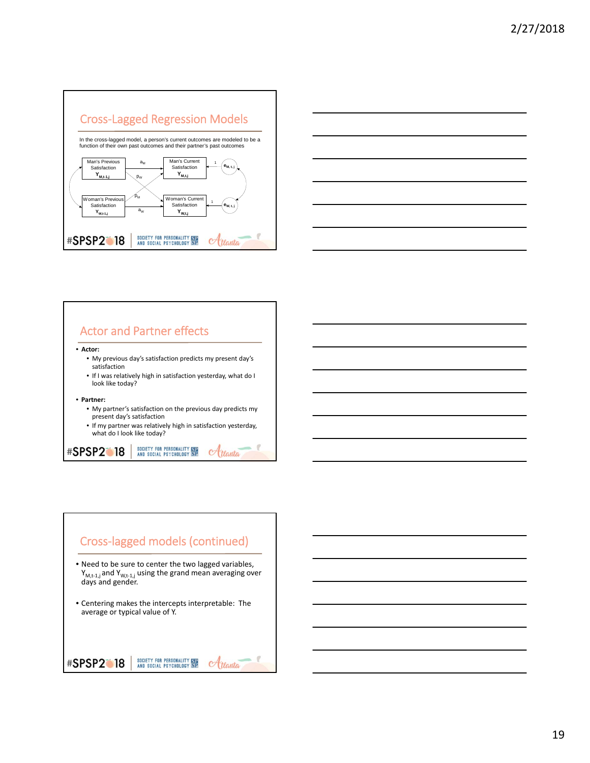## Cross-Lagged Regression Models

In the cross-lagged model, a person's current outcomes are modeled to be a function of their own past outcomes and their partner's past outcomes

Man's Previous Satisfaction $Y_{M,t-1,j}$ — $a_M$ → Man's Current Satisfaction $Y_{M,t,j}$ ← 1 — $e_{M,t,j}$

$p_W$ &nbsp;&nbsp; $p_M$

Woman's Previous Satisfaction $Y_{W,t-1,j}$ — $a_W$ → Woman's Current Satisfaction $Y_{W,t,j}$ ← 1 — $e_{W,t,j}$

#SPSP2018 | SOCIETY FOR PERSONALITY AND SOCIAL PSYCHOLOGY | Atlanta

## Actor and Partner effects

- **Actor:**
  - My previous day's satisfaction predicts my present day's satisfaction
  - If I was relatively high in satisfaction yesterday, what do I look like today?
- **Partner:**
  - My partner's satisfaction on the previous day predicts my present day's satisfaction
  - If my partner was relatively high in satisfaction yesterday, what do I look like today?

#SPSP2018 | SOCIETY FOR PERSONALITY AND SOCIAL PSYCHOLOGY | Atlanta

## Cross-lagged models (continued)

- Need to be sure to center the two lagged variables, $Y_{M,t-1,j}$ and $Y_{W,t-1,j}$ using the grand mean averaging over days and gender.
- Centering makes the intercepts interpretable: The average or typical value of Y.

#SPSP2018 | SOCIETY FOR PERSONALITY AND SOCIAL PSYCHOLOGY | Atlanta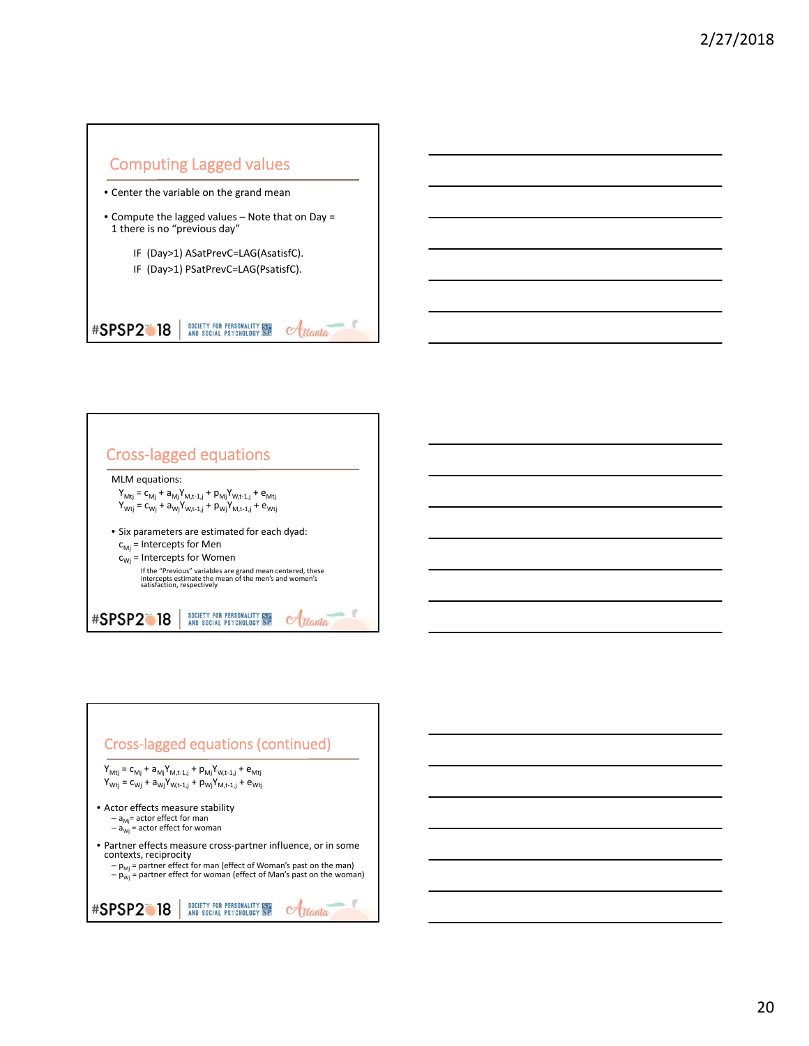## Computing Lagged values

- Center the variable on the grand mean
- Compute the lagged values – Note that on Day = 1 there is no "previous day"

```
IF (Day>1) ASatPrevC=LAG(AsatisfC).
IF (Day>1) PSatPrevC=LAG(PsatisfC).
```

## Cross-lagged equations

MLM equations:

$$Y_{Mtj} = c_{Mj} + a_{Mj}Y_{M,t-1,j} + p_{Mj}Y_{W,t-1,j} + e_{Mtj}$$
$$Y_{Wtj} = c_{Wj} + a_{Wj}Y_{W,t-1,j} + p_{Wj}Y_{M,t-1,j} + e_{Wtj}$$

- Six parameters are estimated for each dyad:
  - $c_{Mj}$ = Intercepts for Men
  - $c_{Wj}$ = Intercepts for Women

If the "Previous" variables are grand mean centered, these intercepts estimate the mean of the men's and women's satisfaction, respectively

## Cross-lagged equations (continued)

$$Y_{Mtj} = c_{Mj} + a_{Mj}Y_{M,t-1,j} + p_{Mj}Y_{W,t-1,j} + e_{Mtj}$$
$$Y_{Wtj} = c_{Wj} + a_{Wj}Y_{W,t-1,j} + p_{Wj}Y_{M,t-1,j} + e_{Wtj}$$

- Actor effects measure stability
  - $a_{Mj}$ = actor effect for man
  - $a_{Wj}$ = actor effect for woman
- Partner effects measure cross-partner influence, or in some contexts, reciprocity
  - $p_{Mj}$ = partner effect for man (effect of Woman's past on the man)
  - $p_{Wj}$ = partner effect for woman (effect of Man's past on the woman)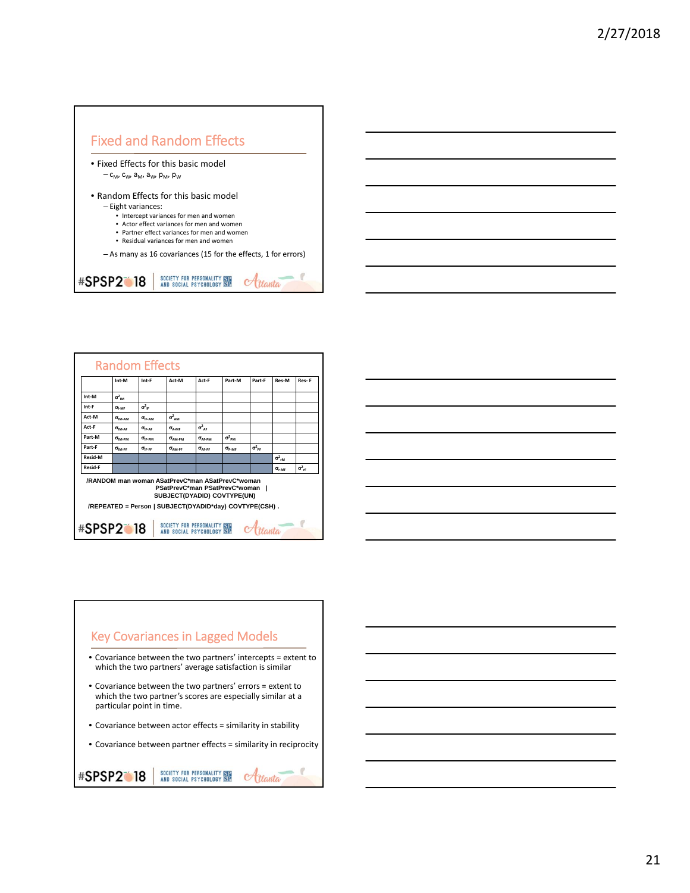## Fixed and Random Effects

- Fixed Effects for this basic model
  - $c_M$, $c_W$, $a_M$, $a_W$, $p_M$, $p_W$
- Random Effects for this basic model
  - Eight variances:
    - Intercept variances for men and women
    - Actor effect variances for men and women
    - Partner effect variances for men and women
    - Residual variances for men and women
  - As many as 16 covariances (15 for the effects, 1 for errors)

## Random Effects

| | Int-M | Int-F | Act-M | Act-F | Part-M | Part-F | Res-M | Res- F |
|---|---|---|---|---|---|---|---|---|
| Int-M | $\sigma^2_{IM}$ | | | | | | | |
| Int-F | $\sigma_{I-MF}$ | $\sigma^2_{IF}$ | | | | | | |
| Act-M | $\sigma_{IM-AM}$ | $\sigma_{IF-AM}$ | $\sigma^2_{AM}$ | | | | | |
| Act-F | $\sigma_{IM-AF}$ | $\sigma_{IF-AF}$ | $\sigma_{A-MF}$ | $\sigma^2_{AF}$ | | | | |
| Part-M | $\sigma_{IM-PM}$ | $\sigma_{IF-PM}$ | $\sigma_{AM-PM}$ | $\sigma_{AF-PM}$ | $\sigma^2_{PM}$ | | | |
| Part-F | $\sigma_{IM-PF}$ | $\sigma_{IF-PF}$ | $\sigma_{AM-PF}$ | $\sigma_{AF-PF}$ | $\sigma_{P-MF}$ | $\sigma^2_{PF}$ | | |
| Resid-M | | | | | | | $\sigma^2_{rM}$ | |
| Resid-F | | | | | | | $\sigma_{r-MF}$ | $\sigma^2_{rF}$ |

```
/RANDOM man woman ASatPrevC*man ASatPrevC*woman
        PSatPrevC*man PSatPrevC*woman  |
        SUBJECT(DYADID) COVTYPE(UN)
/REPEATED = Person | SUBJECT(DYADID*day) COVTYPE(CSH) .
```

## Key Covariances in Lagged Models

- Covariance between the two partners' intercepts = extent to which the two partners' average satisfaction is similar
- Covariance between the two partners' errors = extent to which the two partner's scores are especially similar at a particular point in time.
- Covariance between actor effects = similarity in stability
- Covariance between partner effects = similarity in reciprocity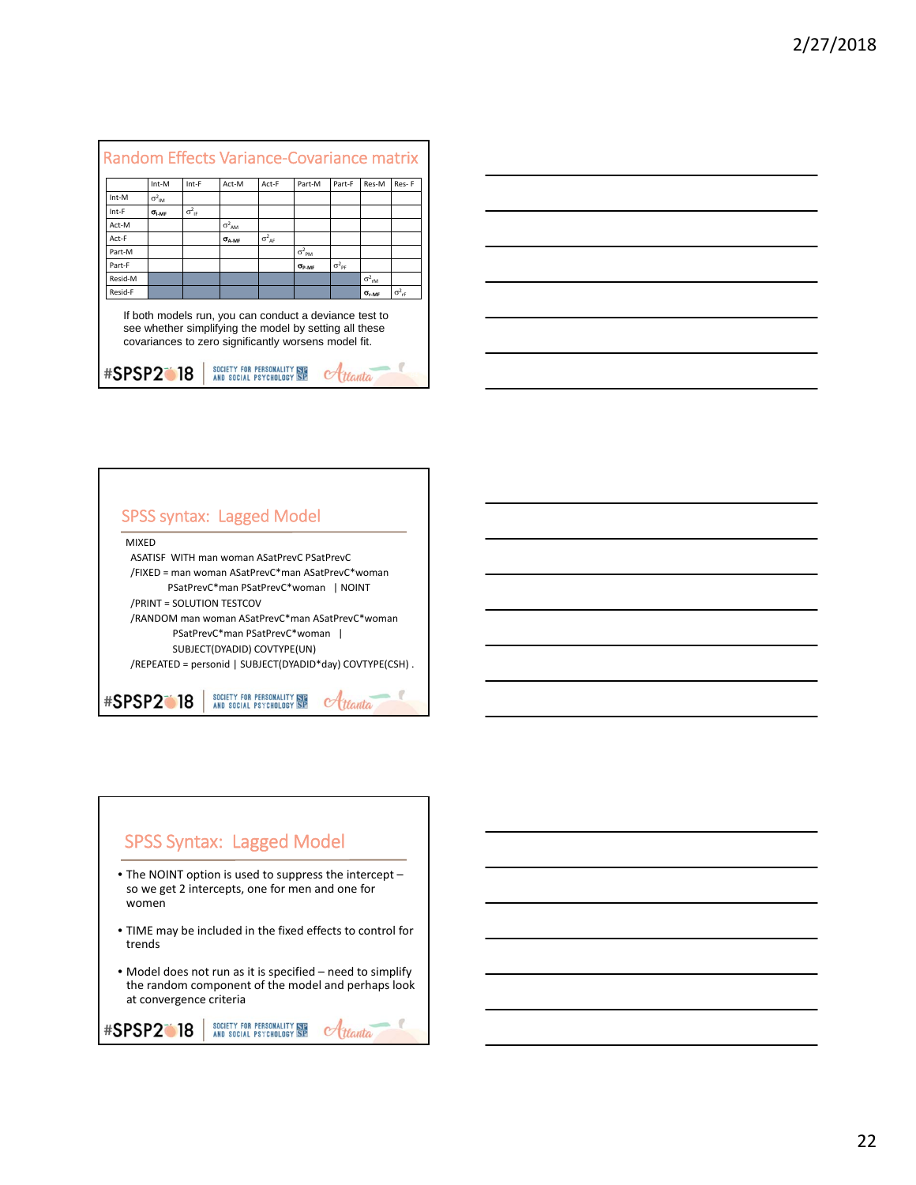## Random Effects Variance-Covariance matrix

| | Int-M | Int-F | Act-M | Act-F | Part-M | Part-F | Res-M | Res- F |
|---|---|---|---|---|---|---|---|---|
| Int-M | $\sigma^2_{IM}$ | | | | | | | |
| Int-F | $\sigma_{I\text{-}MF}$ | $\sigma^2_{IF}$ | | | | | | |
| Act-M | | | $\sigma^2_{AM}$ | | | | | |
| Act-F | | | $\sigma_{A\text{-}MF}$ | $\sigma^2_{AF}$ | | | | |
| Part-M | | | | | $\sigma^2_{PM}$ | | | |
| Part-F | | | | | $\sigma_{P\text{-}MF}$ | $\sigma^2_{PF}$ | | |
| Resid-M | | | | | | | $\sigma^2_{rM}$ | |
| Resid-F | | | | | | | $\sigma_{r\text{-}MF}$ | $\sigma^2_{rF}$ |

If both models run, you can conduct a deviance test to see whether simplifying the model by setting all these covariances to zero significantly worsens model fit.

## SPSS syntax: Lagged Model

```
MIXED
  ASATISF  WITH man woman ASatPrevC PSatPrevC
  /FIXED = man woman ASatPrevC*man ASatPrevC*woman
           PSatPrevC*man PSatPrevC*woman   | NOINT
  /PRINT = SOLUTION TESTCOV
  /RANDOM man woman ASatPrevC*man ASatPrevC*woman
           PSatPrevC*man PSatPrevC*woman   |
           SUBJECT(DYADID) COVTYPE(UN)
  /REPEATED = personid | SUBJECT(DYADID*day) COVTYPE(CSH) .
```

## SPSS Syntax: Lagged Model

- The NOINT option is used to suppress the intercept – so we get 2 intercepts, one for men and one for women
- TIME may be included in the fixed effects to control for trends
- Model does not run as it is specified – need to simplify the random component of the model and perhaps look at convergence criteria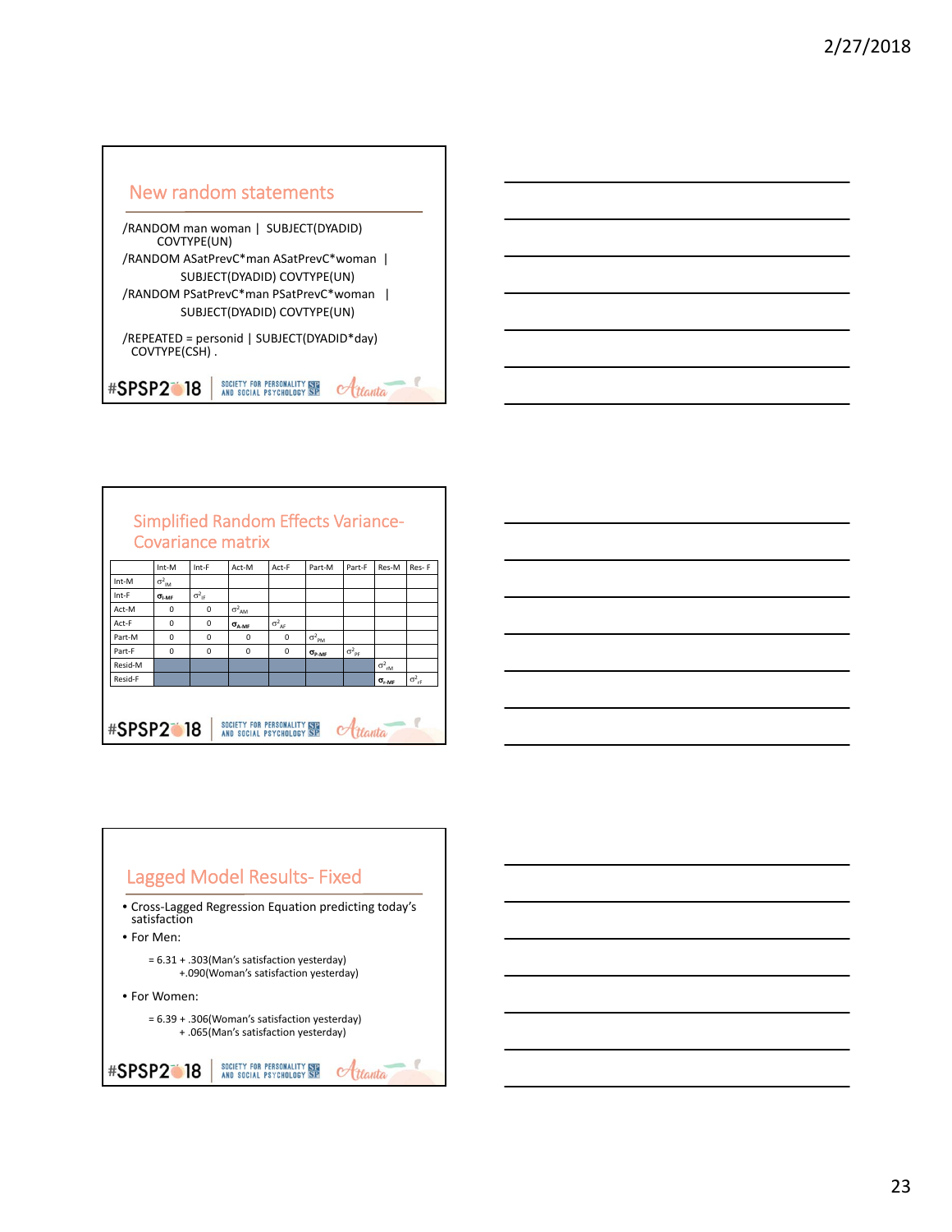## New random statements

```
/RANDOM man woman |  SUBJECT(DYADID)
      COVTYPE(UN)
/RANDOM ASatPrevC*man ASatPrevC*woman  |
          SUBJECT(DYADID) COVTYPE(UN)
/RANDOM PSatPrevC*man PSatPrevC*woman   |
          SUBJECT(DYADID) COVTYPE(UN)

/REPEATED = personid | SUBJECT(DYADID*day)
  COVTYPE(CSH) .
```

## Simplified Random Effects Variance-Covariance matrix

| | Int-M | Int-F | Act-M | Act-F | Part-M | Part-F | Res-M | Res- F |
|---|---|---|---|---|---|---|---|---|
| Int-M | $\sigma^2_{IM}$ | | | | | | | |
| Int-F | $\sigma_{I\text{-}MF}$ | $\sigma^2_{IF}$ | | | | | | |
| Act-M | 0 | 0 | $\sigma^2_{AM}$ | | | | | |
| Act-F | 0 | 0 | $\sigma_{A\text{-}MF}$ | $\sigma^2_{AF}$ | | | | |
| Part-M | 0 | 0 | 0 | 0 | $\sigma^2_{PM}$ | | | |
| Part-F | 0 | 0 | 0 | 0 | $\sigma_{P\text{-}MF}$ | $\sigma^2_{PF}$ | | |
| Resid-M | | | | | | | $\sigma^2_{rM}$ | |
| Resid-F | | | | | | | $\sigma_{r\text{-}MF}$ | $\sigma^2_{rF}$ |

## Lagged Model Results- Fixed

- Cross-Lagged Regression Equation predicting today's satisfaction
- For Men:

  = 6.31 + .303(Man's satisfaction yesterday)
  +.090(Woman's satisfaction yesterday)

- For Women:

  = 6.39 + .306(Woman's satisfaction yesterday)
  + .065(Man's satisfaction yesterday)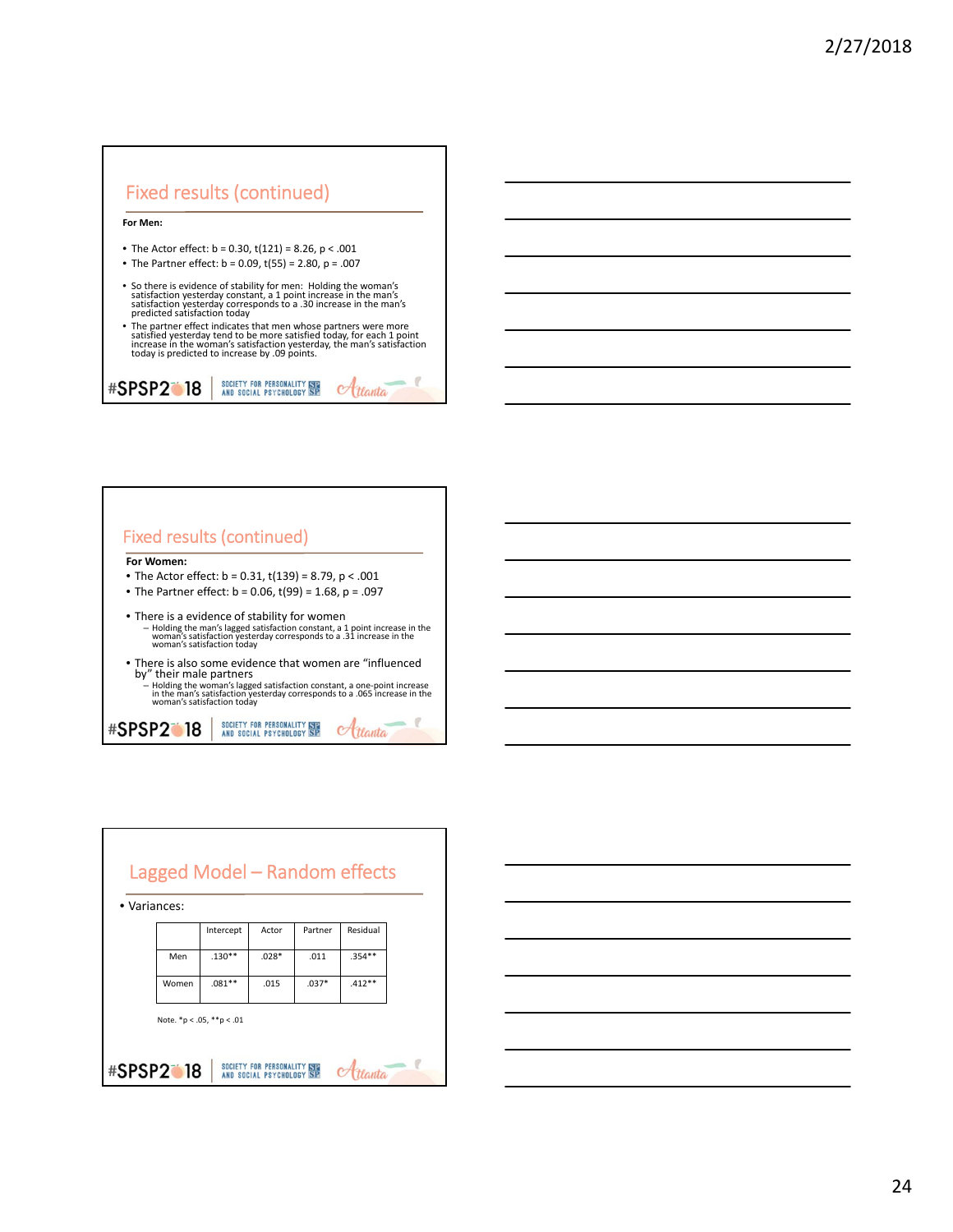## Fixed results (continued)

**For Men:**

- The Actor effect: $b = 0.30$, $t(121) = 8.26$, $p < .001$
- The Partner effect: $b = 0.09$, $t(55) = 2.80$, $p = .007$

- So there is evidence of stability for men: Holding the woman's satisfaction yesterday constant, a 1 point increase in the man's satisfaction yesterday corresponds to a .30 increase in the man's predicted satisfaction today
- The partner effect indicates that men whose partners were more satisfied yesterday tend to be more satisfied today, for each 1 point increase in the woman's satisfaction yesterday, the man's satisfaction today is predicted to increase by .09 points.

## Fixed results (continued)

**For Women:**

- The Actor effect: $b = 0.31$, $t(139) = 8.79$, $p < .001$
- The Partner effect: $b = 0.06$, $t(99) = 1.68$, $p = .097$

- There is a evidence of stability for women
  - Holding the man's lagged satisfaction constant, a 1 point increase in the woman's satisfaction yesterday corresponds to a .31 increase in the woman's satisfaction today
- There is also some evidence that women are "influenced by" their male partners
  - Holding the woman's lagged satisfaction constant, a one-point increase in the man's satisfaction yesterday corresponds to a .065 increase in the woman's satisfaction today

## Lagged Model – Random effects

- Variances:

| | Intercept | Actor | Partner | Residual |
|---|---|---|---|---|
| Men | .130** | .028* | .011 | .354** |
| Women | .081** | .015 | .037* | .412** |

Note. *p < .05, **p < .01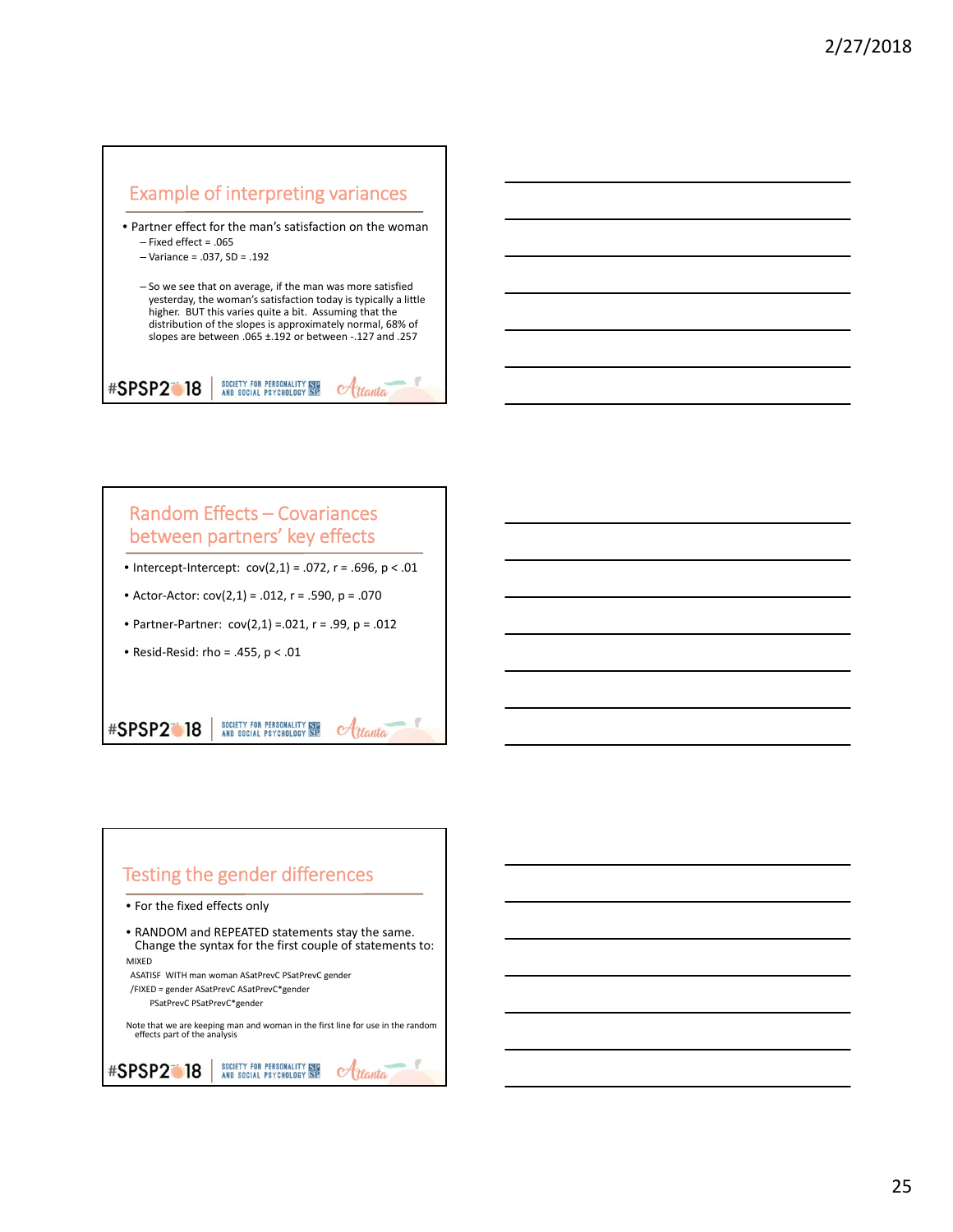## Example of interpreting variances

- Partner effect for the man's satisfaction on the woman
  - Fixed effect = .065
  - Variance = .037, SD = .192
  - So we see that on average, if the man was more satisfied yesterday, the woman's satisfaction today is typically a little higher. BUT this varies quite a bit. Assuming that the distribution of the slopes is approximately normal, 68% of slopes are between .065 ±.192 or between -.127 and .257

## Random Effects – Covariances between partners' key effects

- Intercept-Intercept: cov(2,1) = .072, r = .696, $p < .01$
- Actor-Actor: cov(2,1) = .012, r = .590, p = .070
- Partner-Partner: cov(2,1) =.021, r = .99, p = .012
- Resid-Resid: rho = .455, $p < .01$

## Testing the gender differences

- For the fixed effects only
- RANDOM and REPEATED statements stay the same. Change the syntax for the first couple of statements to:

```
MIXED
 ASATISF  WITH man woman ASatPrevC PSatPrevC gender
 /FIXED = gender ASatPrevC ASatPrevC*gender
       PSatPrevC PSatPrevC*gender
```

Note that we are keeping man and woman in the first line for use in the random effects part of the analysis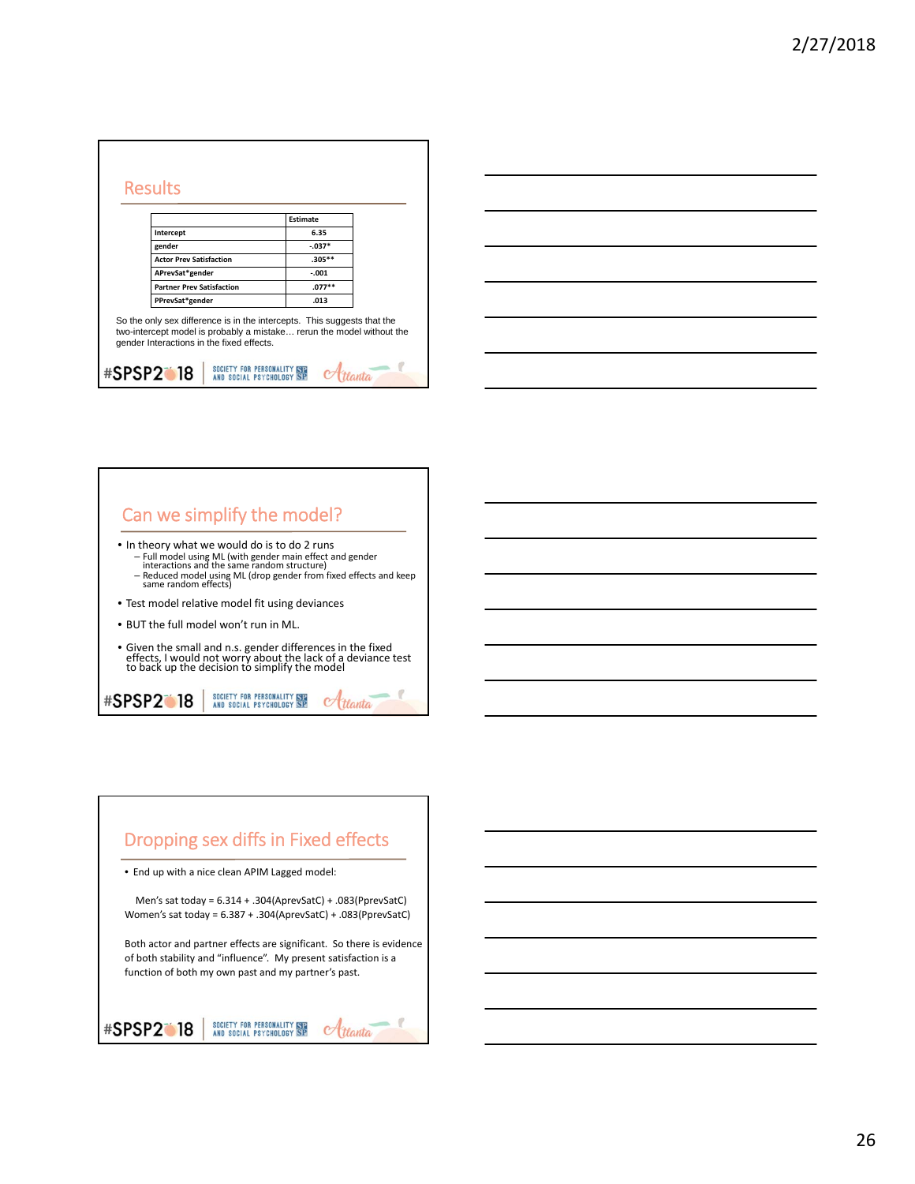## Results

| | Estimate |
|---|---|
| Intercept | 6.35 |
| gender | -.037* |
| Actor Prev Satisfaction | .305** |
| APrevSat*gender | -.001 |
| Partner Prev Satisfaction | .077** |
| PPrevSat*gender | .013 |

So the only sex difference is in the intercepts. This suggests that the two-intercept model is probably a mistake… rerun the model without the gender Interactions in the fixed effects.

## Can we simplify the model?

- In theory what we would do is to do 2 runs
  - Full model using ML (with gender main effect and gender interactions and the same random structure)
  - Reduced model using ML (drop gender from fixed effects and keep same random effects)
- Test model relative model fit using deviances
- BUT the full model won't run in ML.
- Given the small and n.s. gender differences in the fixed effects, I would not worry about the lack of a deviance test to back up the decision to simplify the model

## Dropping sex diffs in Fixed effects

- End up with a nice clean APIM Lagged model:

Men's sat today = 6.314 + .304(AprevSatC) + .083(PprevSatC)
Women's sat today = 6.387 + .304(AprevSatC) + .083(PprevSatC)

Both actor and partner effects are significant. So there is evidence of both stability and "influence". My present satisfaction is a function of both my own past and my partner's past.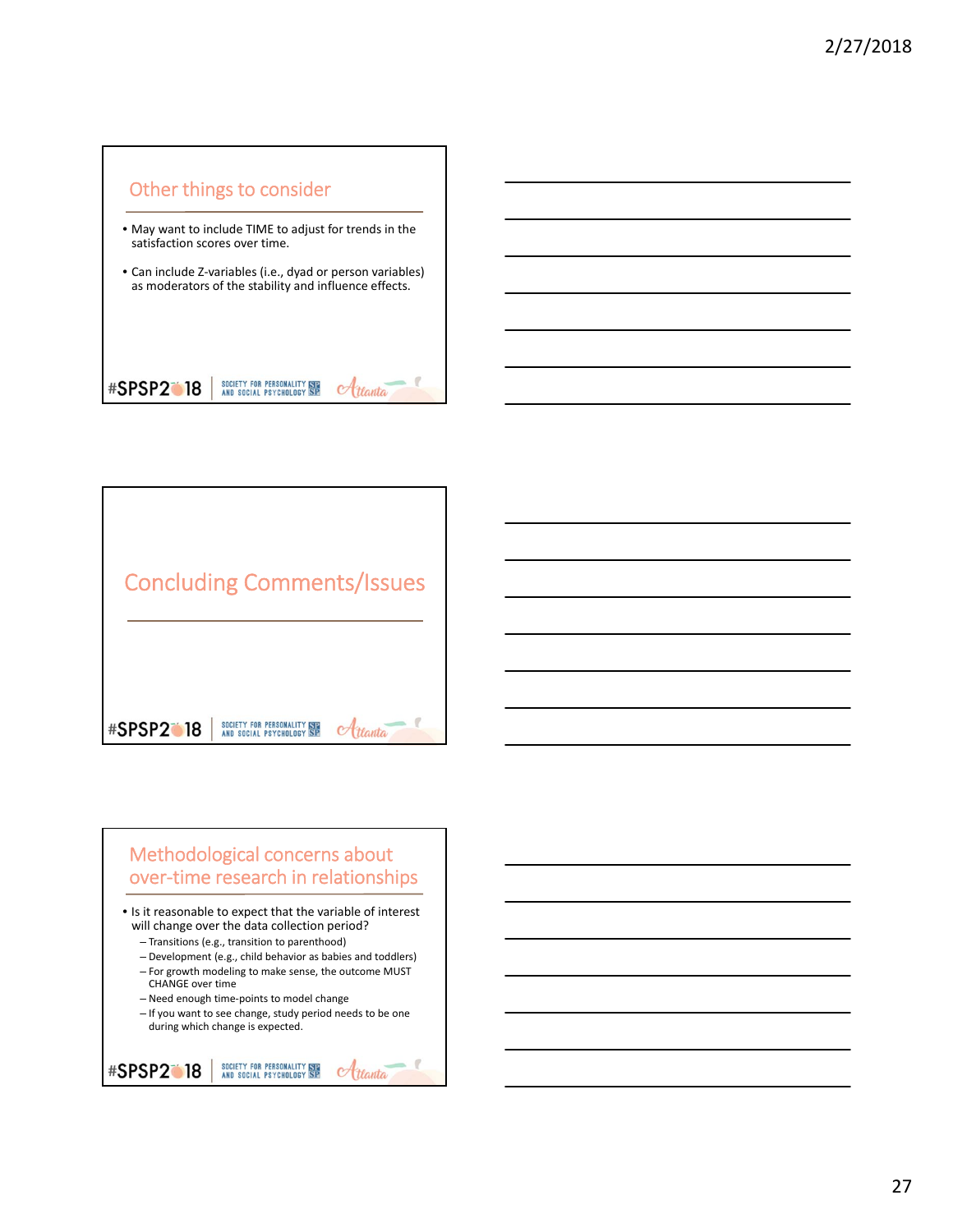## Other things to consider

- May want to include TIME to adjust for trends in the satisfaction scores over time.
- Can include Z-variables (i.e., dyad or person variables) as moderators of the stability and influence effects.

## Concluding Comments/Issues

## Methodological concerns about over-time research in relationships

- Is it reasonable to expect that the variable of interest will change over the data collection period?
  - Transitions (e.g., transition to parenthood)
  - Development (e.g., child behavior as babies and toddlers)
  - For growth modeling to make sense, the outcome MUST CHANGE over time
  - Need enough time-points to model change
  - If you want to see change, study period needs to be one during which change is expected.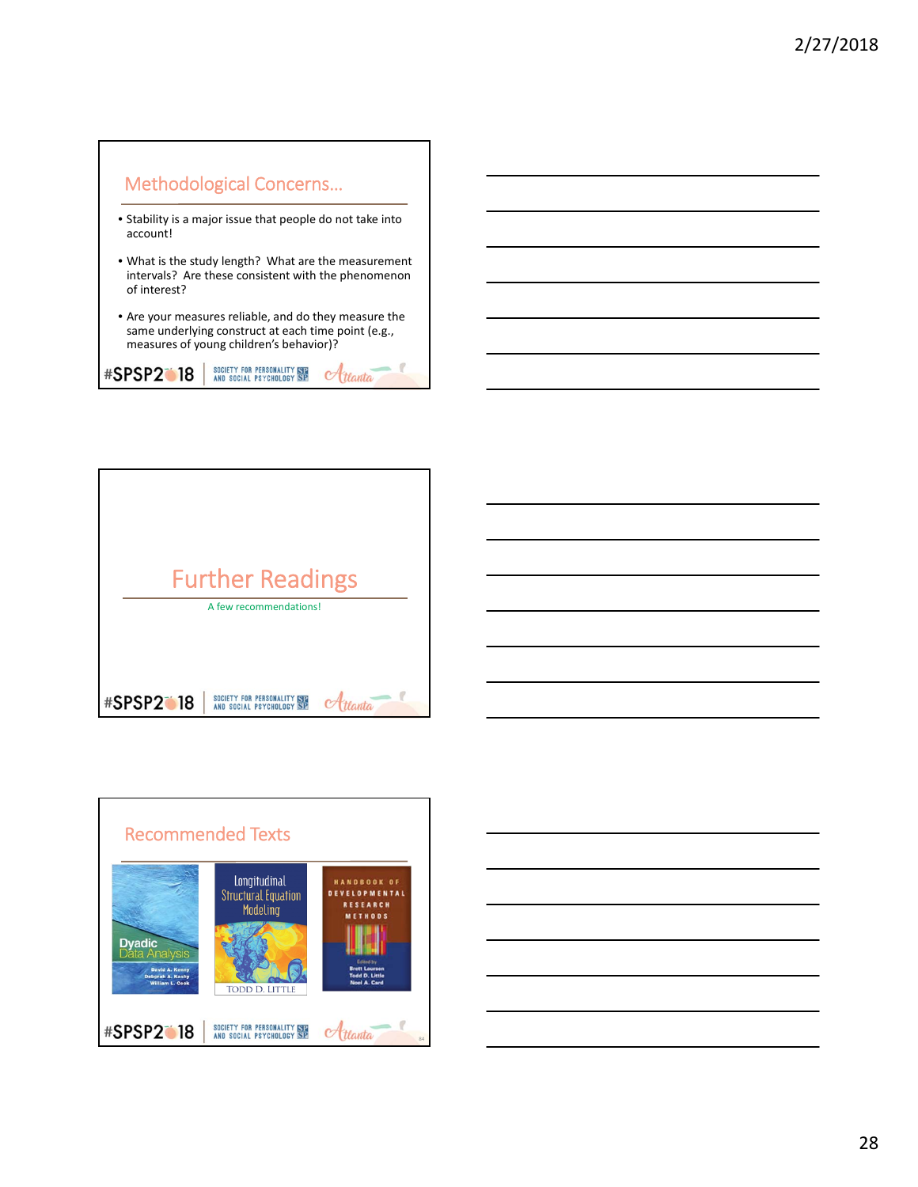## Methodological Concerns…

- Stability is a major issue that people do not take into account!
- What is the study length? What are the measurement intervals? Are these consistent with the phenomenon of interest?
- Are your measures reliable, and do they measure the same underlying construct at each time point (e.g., measures of young children's behavior)?

## Further Readings

A few recommendations!

## Recommended Texts

- Dyadic Data Analysis — David A. Kenny, Deborah A. Kashy, William L. Cook
- Longitudinal Structural Equation Modeling — Todd D. Little
- Handbook of Developmental Research Methods — Edited by Brett Laursen, Todd D. Little, Noel A. Card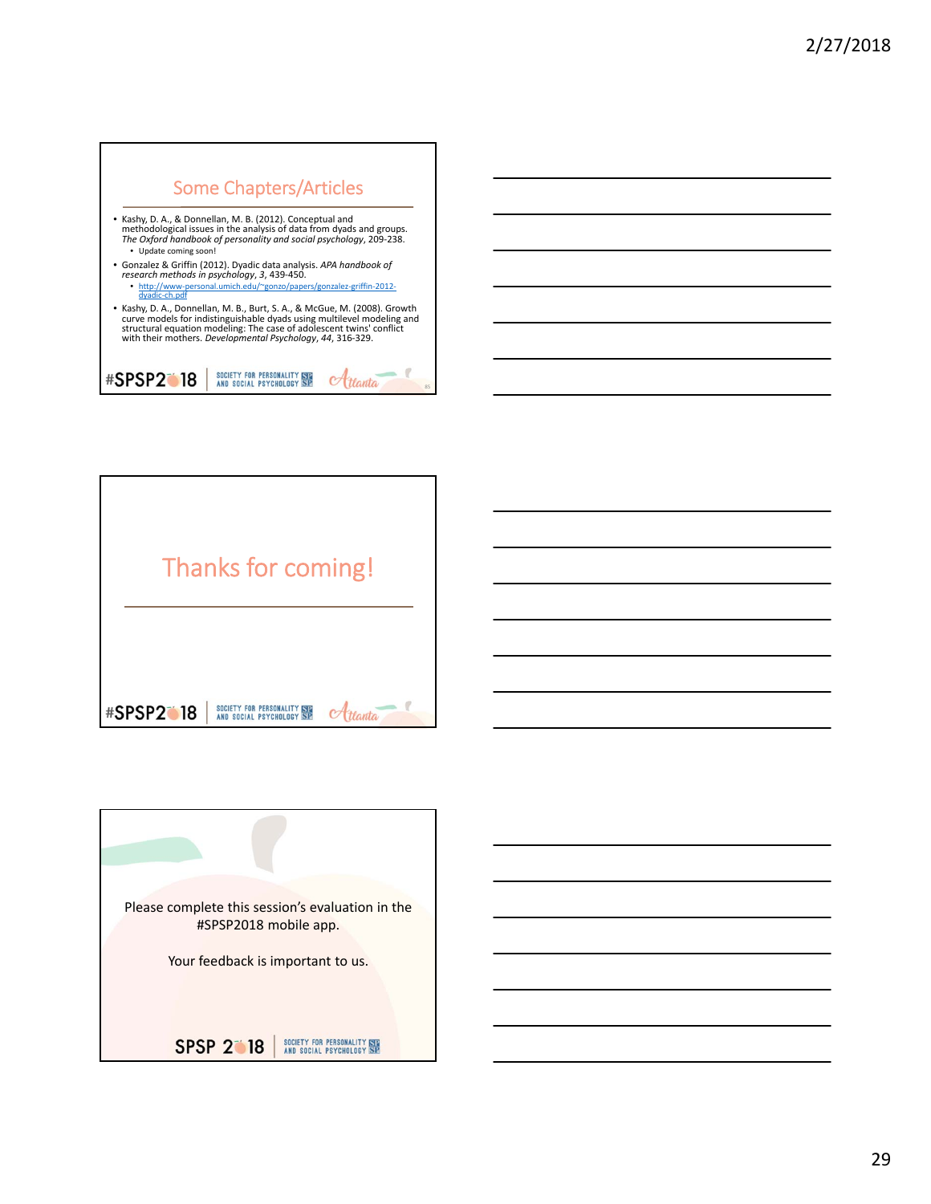## Some Chapters/Articles

- Kashy, D. A., & Donnellan, M. B. (2012). Conceptual and methodological issues in the analysis of data from dyads and groups. *The Oxford handbook of personality and social psychology*, 209-238.
  - Update coming soon!
- Gonzalez & Griffin (2012). Dyadic data analysis. *APA handbook of research methods in psychology*, *3*, 439-450.
  - http://www-personal.umich.edu/~gonzo/papers/gonzalez-griffin-2012-dyadic-ch.pdf
- Kashy, D. A., Donnellan, M. B., Burt, S. A., & McGue, M. (2008). Growth curve models for indistinguishable dyads using multilevel modeling and structural equation modeling: The case of adolescent twins' conflict with their mothers. *Developmental Psychology*, *44*, 316-329.

#SPSP2018 SOCIETY FOR PERSONALITY AND SOCIAL PSYCHOLOGY Atlanta

## Thanks for coming!

#SPSP2018 SOCIETY FOR PERSONALITY AND SOCIAL PSYCHOLOGY Atlanta

Please complete this session's evaluation in the #SPSP2018 mobile app.

Your feedback is important to us.

SPSP 2018 SOCIETY FOR PERSONALITY AND SOCIAL PSYCHOLOGY